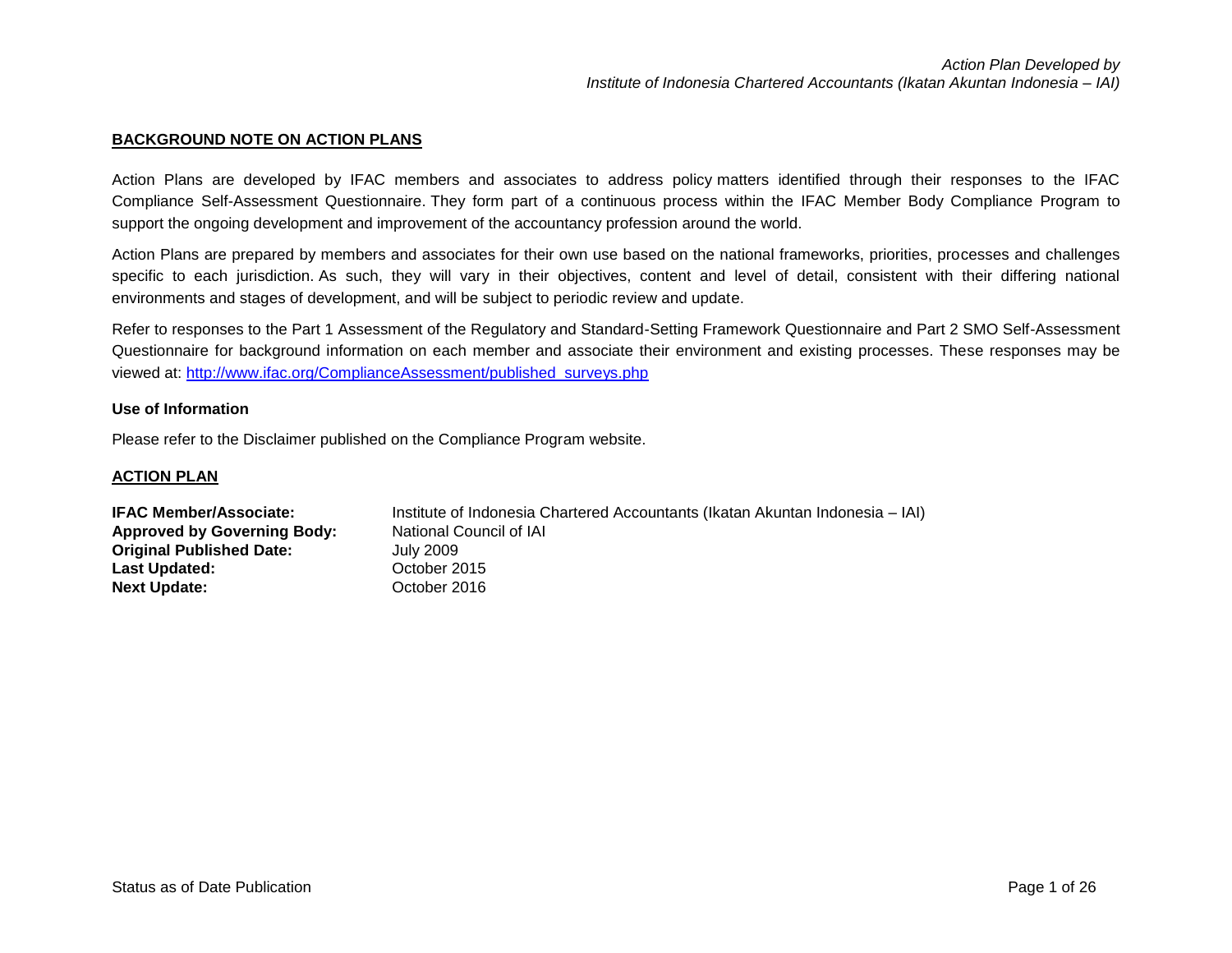## BACKGROUND NOTE ON ACTION PLANS

Action Plans are developed by IFAC members and associates to address policy matters identified through their responses to the IFAC Compliance Self-Assessment Questionnaire. They form part of a continuous process within the IFAC Member Body Compliance Program to support the ongoing development and improvement of the accountancy profession around the world.

Action Plans are prepared by members and associates for their own use based on the national frameworks, priorities, processes and challenges specific to each jurisdiction. As such, they will vary in their objectives, content and level of detail, consistent with their differing national environments and stages of development, and will be subject to periodic review and update.

Refer to responses to the Part 1 Assessment of the Regulatory and Standard-Setting Framework Questionnaire and Part 2 SMO Self-Assessment Questionnaire for background information on each member and associate their environment and existing processes. These responses may be viewed at: [http://www.ifac.org/ComplianceAssessment/published_surveys.php](http://www.ifac.org/ComplianceAssessment/published_surveys.php)

### Use of Information

Please refer to the Disclaimer published on the Compliance Program website.

## ACTION PLAN

**IFAC Member/Associate:** Institute of Indonesia Chartered Accountants (Ikatan Akuntan Indonesia – IAI)
**Approved by Governing Body:** National Council of IAI
**Original Published Date:** July 2009
**Last Updated:** October 2015
**Next Update:** October 2016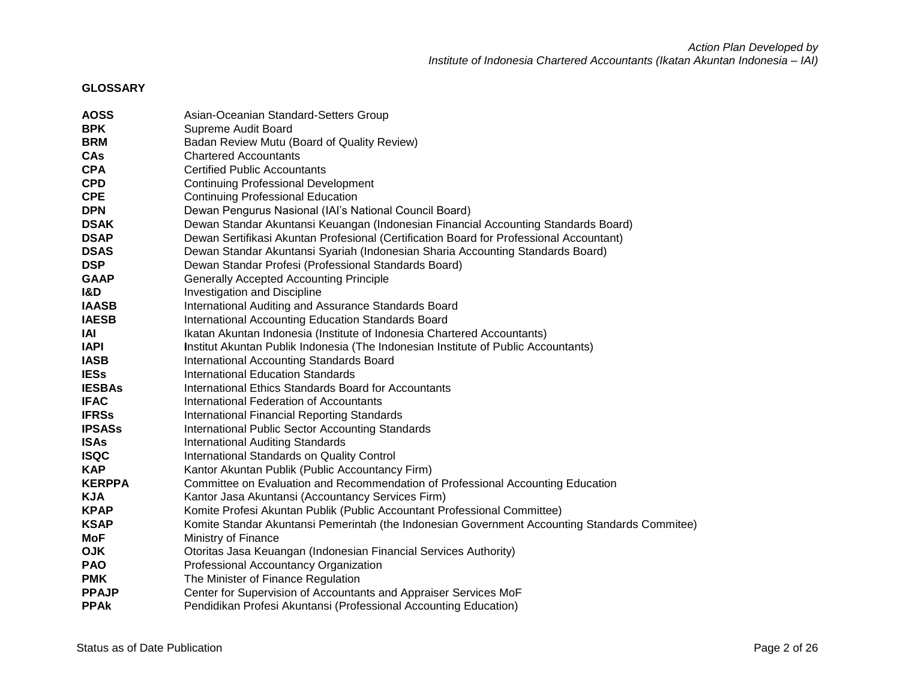## GLOSSARY

| | |
|---|---|
| **AOSS** | Asian-Oceanian Standard-Setters Group |
| **BPK** | Supreme Audit Board |
| **BRM** | Badan Review Mutu (Board of Quality Review) |
| **CAs** | Chartered Accountants |
| **CPA** | Certified Public Accountants |
| **CPD** | Continuing Professional Development |
| **CPE** | Continuing Professional Education |
| **DPN** | Dewan Pengurus Nasional (IAI's National Council Board) |
| **DSAK** | Dewan Standar Akuntansi Keuangan (Indonesian Financial Accounting Standards Board) |
| **DSAP** | Dewan Sertifikasi Akuntan Profesional (Certification Board for Professional Accountant) |
| **DSAS** | Dewan Standar Akuntansi Syariah (Indonesian Sharia Accounting Standards Board) |
| **DSP** | Dewan Standar Profesi (Professional Standards Board) |
| **GAAP** | Generally Accepted Accounting Principle |
| **I&D** | Investigation and Discipline |
| **IAASB** | International Auditing and Assurance Standards Board |
| **IAESB** | International Accounting Education Standards Board |
| **IAI** | Ikatan Akuntan Indonesia (Institute of Indonesia Chartered Accountants) |
| **IAPI** | Institut Akuntan Publik Indonesia (The Indonesian Institute of Public Accountants) |
| **IASB** | International Accounting Standards Board |
| **IESs** | International Education Standards |
| **IESBAs** | International Ethics Standards Board for Accountants |
| **IFAC** | International Federation of Accountants |
| **IFRSs** | International Financial Reporting Standards |
| **IPSASs** | International Public Sector Accounting Standards |
| **ISAs** | International Auditing Standards |
| **ISQC** | International Standards on Quality Control |
| **KAP** | Kantor Akuntan Publik (Public Accountancy Firm) |
| **KERPPA** | Committee on Evaluation and Recommendation of Professional Accounting Education |
| **KJA** | Kantor Jasa Akuntansi (Accountancy Services Firm) |
| **KPAP** | Komite Profesi Akuntan Publik (Public Accountant Professional Committee) |
| **KSAP** | Komite Standar Akuntansi Pemerintah (the Indonesian Government Accounting Standards Commitee) |
| **MoF** | Ministry of Finance |
| **OJK** | Otoritas Jasa Keuangan (Indonesian Financial Services Authority) |
| **PAO** | Professional Accountancy Organization |
| **PMK** | The Minister of Finance Regulation |
| **PPAJP** | Center for Supervision of Accountants and Appraiser Services MoF |
| **PPAk** | Pendidikan Profesi Akuntansi (Professional Accounting Education) |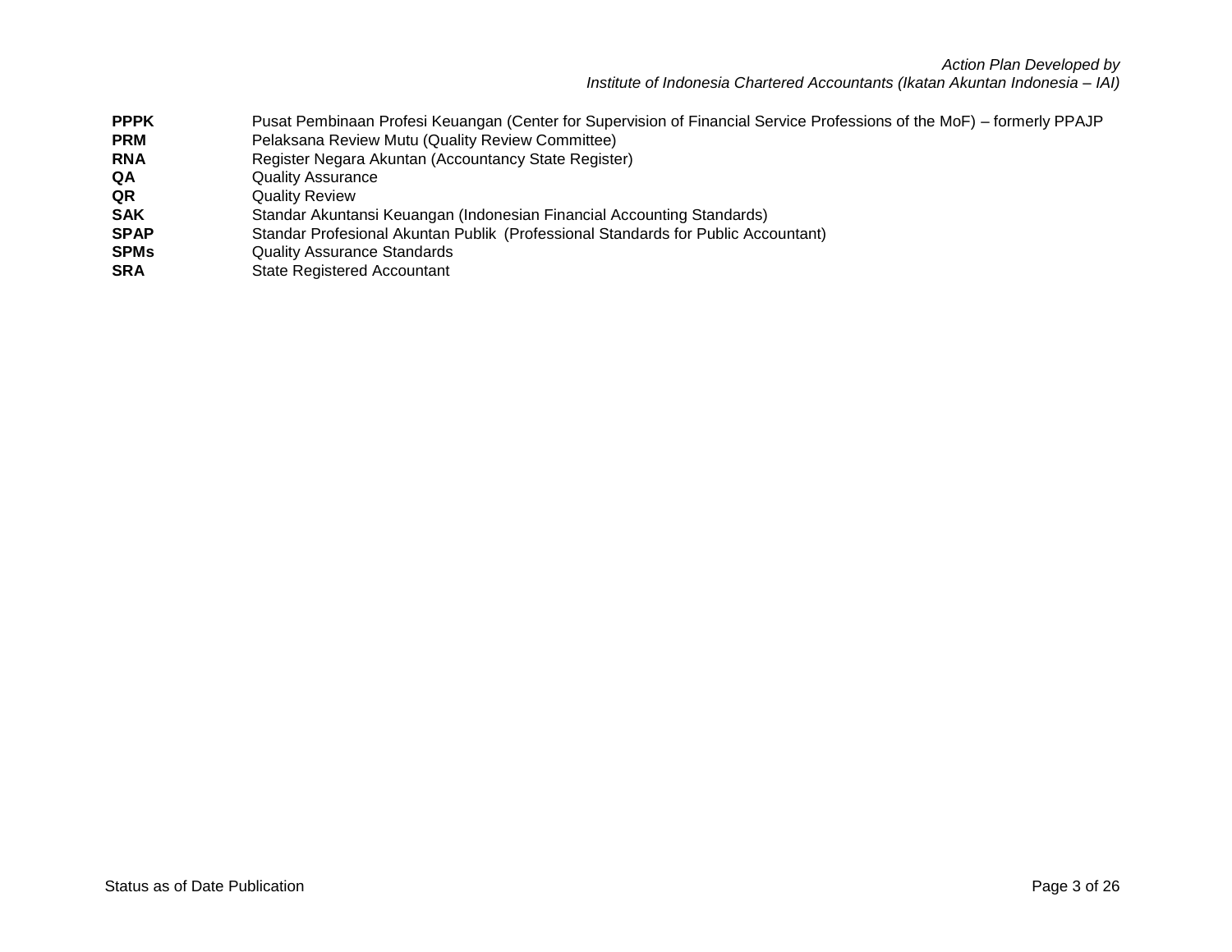| | |
|---|---|
| **PPPK** | Pusat Pembinaan Profesi Keuangan (Center for Supervision of Financial Service Professions of the MoF) – formerly PPAJP |
| **PRM** | Pelaksana Review Mutu (Quality Review Committee) |
| **RNA** | Register Negara Akuntan (Accountancy State Register) |
| **QA** | Quality Assurance |
| **QR** | Quality Review |
| **SAK** | Standar Akuntansi Keuangan (Indonesian Financial Accounting Standards) |
| **SPAP** | Standar Profesional Akuntan Publik (Professional Standards for Public Accountant) |
| **SPMs** | Quality Assurance Standards |
| **SRA** | State Registered Accountant |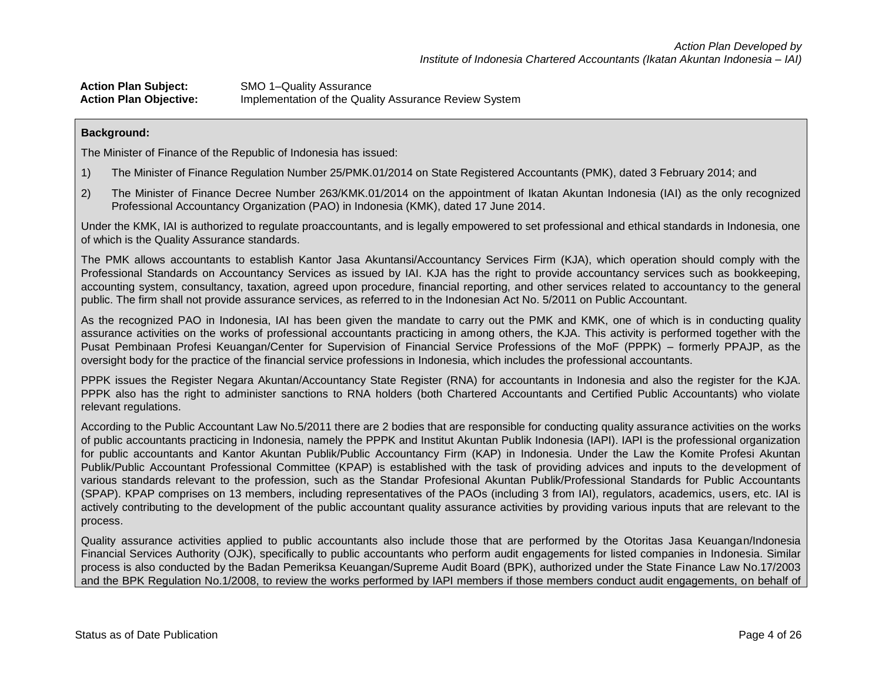*Action Plan Developed by*
*Institute of Indonesia Chartered Accountants (Ikatan Akuntan Indonesia – IAI)*

**Action Plan Subject:** SMO 1–Quality Assurance
**Action Plan Objective:** Implementation of the Quality Assurance Review System

**Background:**

The Minister of Finance of the Republic of Indonesia has issued:

1) The Minister of Finance Regulation Number 25/PMK.01/2014 on State Registered Accountants (PMK), dated 3 February 2014; and

2) The Minister of Finance Decree Number 263/KMK.01/2014 on the appointment of Ikatan Akuntan Indonesia (IAI) as the only recognized Professional Accountancy Organization (PAO) in Indonesia (KMK), dated 17 June 2014.

Under the KMK, IAI is authorized to regulate proaccountants, and is legally empowered to set professional and ethical standards in Indonesia, one of which is the Quality Assurance standards.

The PMK allows accountants to establish Kantor Jasa Akuntansi/Accountancy Services Firm (KJA), which operation should comply with the Professional Standards on Accountancy Services as issued by IAI. KJA has the right to provide accountancy services such as bookkeeping, accounting system, consultancy, taxation, agreed upon procedure, financial reporting, and other services related to accountancy to the general public. The firm shall not provide assurance services, as referred to in the Indonesian Act No. 5/2011 on Public Accountant.

As the recognized PAO in Indonesia, IAI has been given the mandate to carry out the PMK and KMK, one of which is in conducting quality assurance activities on the works of professional accountants practicing in among others, the KJA. This activity is performed together with the Pusat Pembinaan Profesi Keuangan/Center for Supervision of Financial Service Professions of the MoF (PPPK) – formerly PPAJP, as the oversight body for the practice of the financial service professions in Indonesia, which includes the professional accountants.

PPPK issues the Register Negara Akuntan/Accountancy State Register (RNA) for accountants in Indonesia and also the register for the KJA. PPPK also has the right to administer sanctions to RNA holders (both Chartered Accountants and Certified Public Accountants) who violate relevant regulations.

According to the Public Accountant Law No.5/2011 there are 2 bodies that are responsible for conducting quality assurance activities on the works of public accountants practicing in Indonesia, namely the PPPK and Institut Akuntan Publik Indonesia (IAPI). IAPI is the professional organization for public accountants and Kantor Akuntan Publik/Public Accountancy Firm (KAP) in Indonesia. Under the Law the Komite Profesi Akuntan Publik/Public Accountant Professional Committee (KPAP) is established with the task of providing advices and inputs to the development of various standards relevant to the profession, such as the Standar Profesional Akuntan Publik/Professional Standards for Public Accountants (SPAP). KPAP comprises on 13 members, including representatives of the PAOs (including 3 from IAI), regulators, academics, users, etc. IAI is actively contributing to the development of the public accountant quality assurance activities by providing various inputs that are relevant to the process.

Quality assurance activities applied to public accountants also include those that are performed by the Otoritas Jasa Keuangan/Indonesia Financial Services Authority (OJK), specifically to public accountants who perform audit engagements for listed companies in Indonesia. Similar process is also conducted by the Badan Pemeriksa Keuangan/Supreme Audit Board (BPK), authorized under the State Finance Law No.17/2003 and the BPK Regulation No.1/2008, to review the works performed by IAPI members if those members conduct audit engagements, on behalf of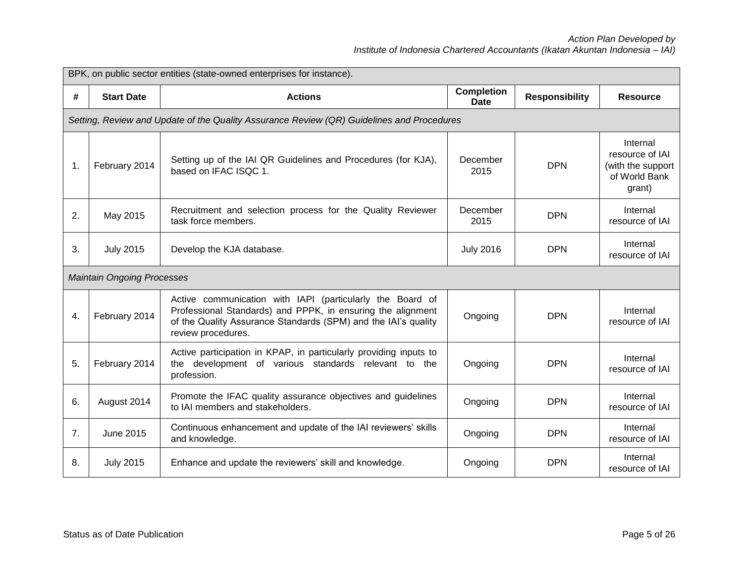| BPK, on public sector entities (state-owned enterprises for instance). | | | | | |
|---|---|---|---|---|---|
| **#** | **Start Date** | **Actions** | **Completion Date** | **Responsibility** | **Resource** |
| *Setting, Review and Update of the Quality Assurance Review (QR) Guidelines and Procedures* | | | | | |
| 1. | February 2014 | Setting up of the IAI QR Guidelines and Procedures (for KJA), based on IFAC ISQC 1. | December 2015 | DPN | Internal resource of IAI (with the support of World Bank grant) |
| 2. | May 2015 | Recruitment and selection process for the Quality Reviewer task force members. | December 2015 | DPN | Internal resource of IAI |
| 3. | July 2015 | Develop the KJA database. | July 2016 | DPN | Internal resource of IAI |
| *Maintain Ongoing Processes* | | | | | |
| 4. | February 2014 | Active communication with IAPI (particularly the Board of Professional Standards) and PPPK, in ensuring the alignment of the Quality Assurance Standards (SPM) and the IAI's quality review procedures. | Ongoing | DPN | Internal resource of IAI |
| 5. | February 2014 | Active participation in KPAP, in particularly providing inputs to the development of various standards relevant to the profession. | Ongoing | DPN | Internal resource of IAI |
| 6. | August 2014 | Promote the IFAC quality assurance objectives and guidelines to IAI members and stakeholders. | Ongoing | DPN | Internal resource of IAI |
| 7. | June 2015 | Continuous enhancement and update of the IAI reviewers' skills and knowledge. | Ongoing | DPN | Internal resource of IAI |
| 8. | July 2015 | Enhance and update the reviewers' skill and knowledge. | Ongoing | DPN | Internal resource of IAI |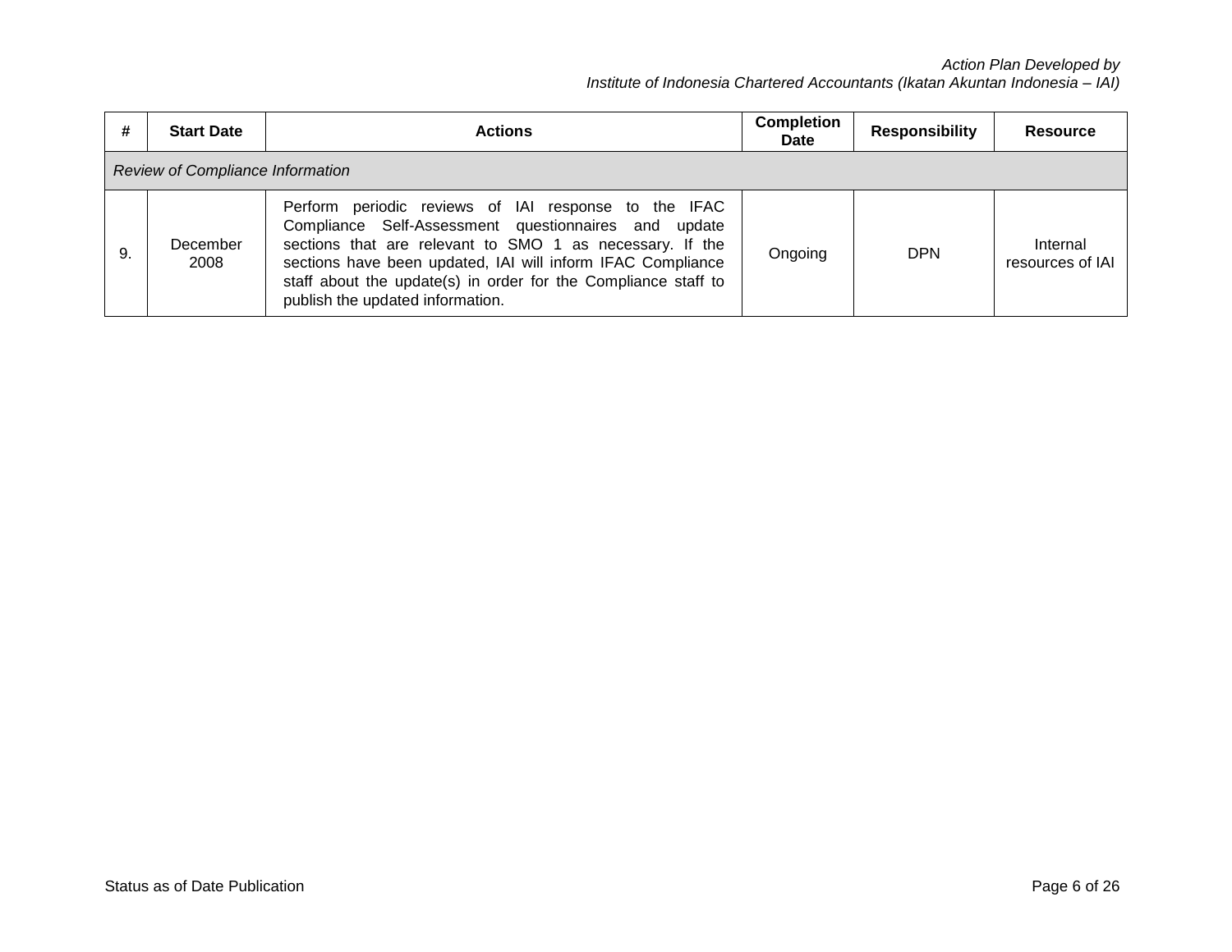| # | Start Date | Actions | Completion Date | Responsibility | Resource |
|---|---|---|---|---|---|
| *Review of Compliance Information* | | | | | |
| 9. | December 2008 | Perform periodic reviews of IAI response to the IFAC Compliance Self-Assessment questionnaires and update sections that are relevant to SMO 1 as necessary. If the sections have been updated, IAI will inform IFAC Compliance staff about the update(s) in order for the Compliance staff to publish the updated information. | Ongoing | DPN | Internal resources of IAI |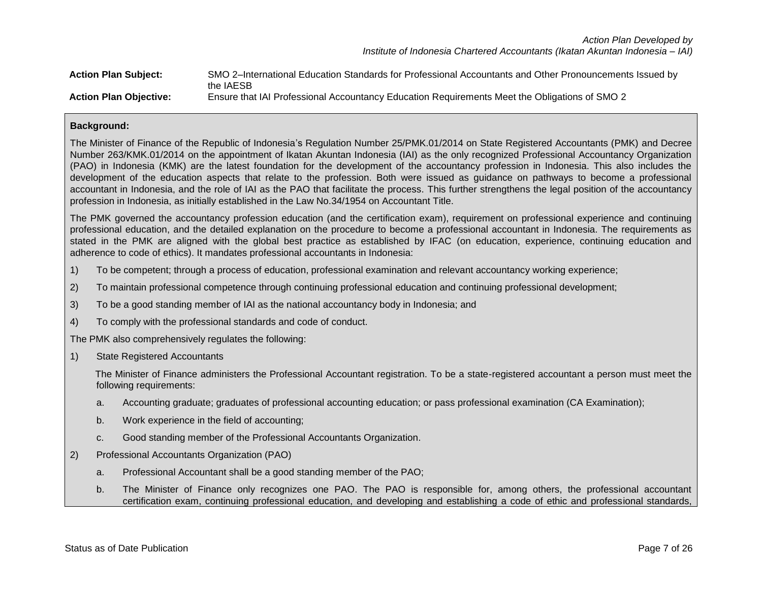*Action Plan Developed by*
*Institute of Indonesia Chartered Accountants (Ikatan Akuntan Indonesia – IAI)*

**Action Plan Subject:** SMO 2–International Education Standards for Professional Accountants and Other Pronouncements Issued by the IAESB

**Action Plan Objective:** Ensure that IAI Professional Accountancy Education Requirements Meet the Obligations of SMO 2

**Background:**

The Minister of Finance of the Republic of Indonesia's Regulation Number 25/PMK.01/2014 on State Registered Accountants (PMK) and Decree Number 263/KMK.01/2014 on the appointment of Ikatan Akuntan Indonesia (IAI) as the only recognized Professional Accountancy Organization (PAO) in Indonesia (KMK) are the latest foundation for the development of the accountancy profession in Indonesia. This also includes the development of the education aspects that relate to the profession. Both were issued as guidance on pathways to become a professional accountant in Indonesia, and the role of IAI as the PAO that facilitate the process. This further strengthens the legal position of the accountancy profession in Indonesia, as initially established in the Law No.34/1954 on Accountant Title.

The PMK governed the accountancy profession education (and the certification exam), requirement on professional experience and continuing professional education, and the detailed explanation on the procedure to become a professional accountant in Indonesia. The requirements as stated in the PMK are aligned with the global best practice as established by IFAC (on education, experience, continuing education and adherence to code of ethics). It mandates professional accountants in Indonesia:

1) To be competent; through a process of education, professional examination and relevant accountancy working experience;
2) To maintain professional competence through continuing professional education and continuing professional development;
3) To be a good standing member of IAI as the national accountancy body in Indonesia; and
4) To comply with the professional standards and code of conduct.

The PMK also comprehensively regulates the following:

1) State Registered Accountants

   The Minister of Finance administers the Professional Accountant registration. To be a state-registered accountant a person must meet the following requirements:

   a. Accounting graduate; graduates of professional accounting education; or pass professional examination (CA Examination);
   b. Work experience in the field of accounting;
   c. Good standing member of the Professional Accountants Organization.

2) Professional Accountants Organization (PAO)

   a. Professional Accountant shall be a good standing member of the PAO;
   b. The Minister of Finance only recognizes one PAO. The PAO is responsible for, among others, the professional accountant certification exam, continuing professional education, and developing and establishing a code of ethic and professional standards,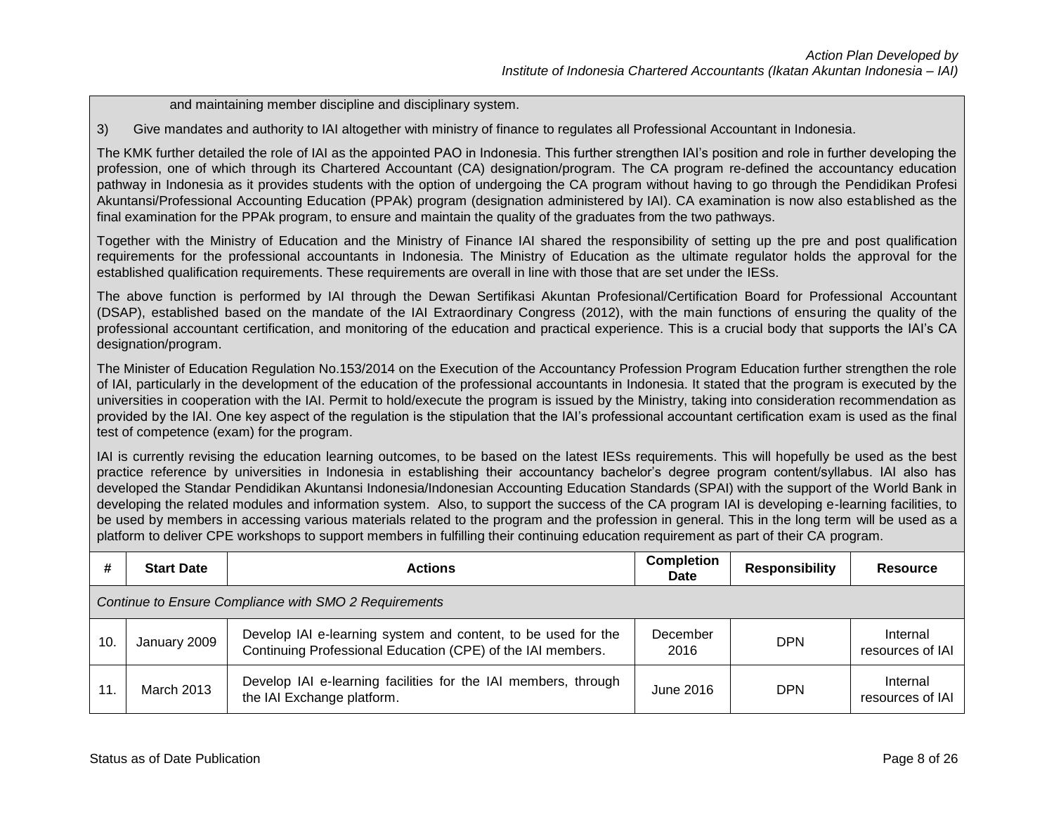and maintaining member discipline and disciplinary system.

3) Give mandates and authority to IAI altogether with ministry of finance to regulates all Professional Accountant in Indonesia.

The KMK further detailed the role of IAI as the appointed PAO in Indonesia. This further strengthen IAI's position and role in further developing the profession, one of which through its Chartered Accountant (CA) designation/program. The CA program re-defined the accountancy education pathway in Indonesia as it provides students with the option of undergoing the CA program without having to go through the Pendidikan Profesi Akuntansi/Professional Accounting Education (PPAk) program (designation administered by IAI). CA examination is now also established as the final examination for the PPAk program, to ensure and maintain the quality of the graduates from the two pathways.

Together with the Ministry of Education and the Ministry of Finance IAI shared the responsibility of setting up the pre and post qualification requirements for the professional accountants in Indonesia. The Ministry of Education as the ultimate regulator holds the approval for the established qualification requirements. These requirements are overall in line with those that are set under the IESs.

The above function is performed by IAI through the Dewan Sertifikasi Akuntan Profesional/Certification Board for Professional Accountant (DSAP), established based on the mandate of the IAI Extraordinary Congress (2012), with the main functions of ensuring the quality of the professional accountant certification, and monitoring of the education and practical experience. This is a crucial body that supports the IAI's CA designation/program.

The Minister of Education Regulation No.153/2014 on the Execution of the Accountancy Profession Program Education further strengthen the role of IAI, particularly in the development of the education of the professional accountants in Indonesia. It stated that the program is executed by the universities in cooperation with the IAI. Permit to hold/execute the program is issued by the Ministry, taking into consideration recommendation as provided by the IAI. One key aspect of the regulation is the stipulation that the IAI's professional accountant certification exam is used as the final test of competence (exam) for the program.

IAI is currently revising the education learning outcomes, to be based on the latest IESs requirements. This will hopefully be used as the best practice reference by universities in Indonesia in establishing their accountancy bachelor's degree program content/syllabus. IAI also has developed the Standar Pendidikan Akuntansi Indonesia/Indonesian Accounting Education Standards (SPAI) with the support of the World Bank in developing the related modules and information system. Also, to support the success of the CA program IAI is developing e-learning facilities, to be used by members in accessing various materials related to the program and the profession in general. This in the long term will be used as a platform to deliver CPE workshops to support members in fulfilling their continuing education requirement as part of their CA program.

| # | Start Date | Actions | Completion Date | Responsibility | Resource |
|---|---|---|---|---|---|
| *Continue to Ensure Compliance with SMO 2 Requirements* | | | | | |
| 10. | January 2009 | Develop IAI e-learning system and content, to be used for the Continuing Professional Education (CPE) of the IAI members. | December 2016 | DPN | Internal resources of IAI |
| 11. | March 2013 | Develop IAI e-learning facilities for the IAI members, through the IAI Exchange platform. | June 2016 | DPN | Internal resources of IAI |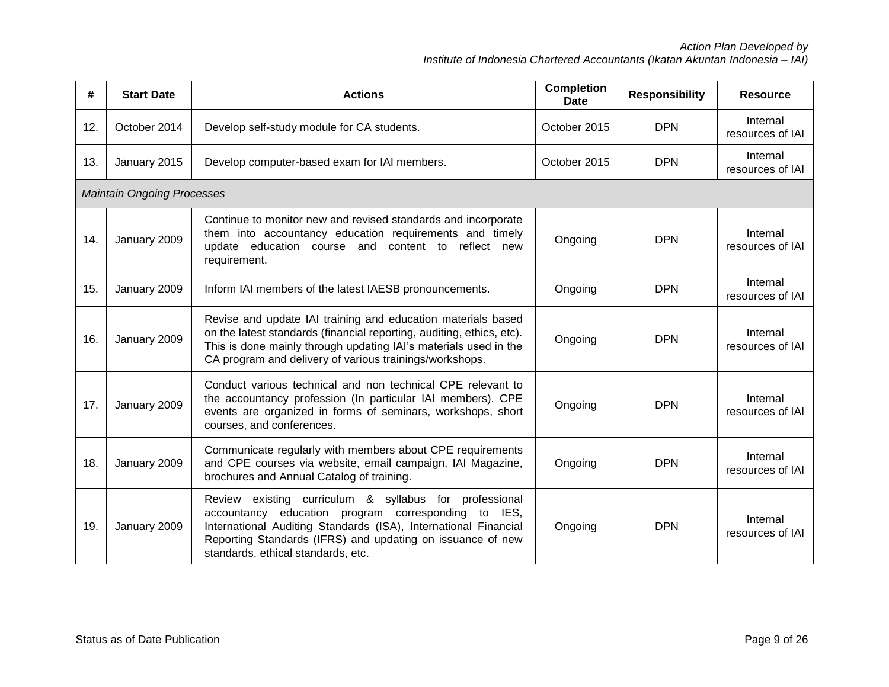| # | Start Date | Actions | Completion Date | Responsibility | Resource |
|---|---|---|---|---|---|
| 12. | October 2014 | Develop self-study module for CA students. | October 2015 | DPN | Internal resources of IAI |
| 13. | January 2015 | Develop computer-based exam for IAI members. | October 2015 | DPN | Internal resources of IAI |
| *Maintain Ongoing Processes* | | | | | |
| 14. | January 2009 | Continue to monitor new and revised standards and incorporate them into accountancy education requirements and timely update education course and content to reflect new requirement. | Ongoing | DPN | Internal resources of IAI |
| 15. | January 2009 | Inform IAI members of the latest IAESB pronouncements. | Ongoing | DPN | Internal resources of IAI |
| 16. | January 2009 | Revise and update IAI training and education materials based on the latest standards (financial reporting, auditing, ethics, etc). This is done mainly through updating IAI's materials used in the CA program and delivery of various trainings/workshops. | Ongoing | DPN | Internal resources of IAI |
| 17. | January 2009 | Conduct various technical and non technical CPE relevant to the accountancy profession (In particular IAI members). CPE events are organized in forms of seminars, workshops, short courses, and conferences. | Ongoing | DPN | Internal resources of IAI |
| 18. | January 2009 | Communicate regularly with members about CPE requirements and CPE courses via website, email campaign, IAI Magazine, brochures and Annual Catalog of training. | Ongoing | DPN | Internal resources of IAI |
| 19. | January 2009 | Review existing curriculum & syllabus for professional accountancy education program corresponding to IES, International Auditing Standards (ISA), International Financial Reporting Standards (IFRS) and updating on issuance of new standards, ethical standards, etc. | Ongoing | DPN | Internal resources of IAI |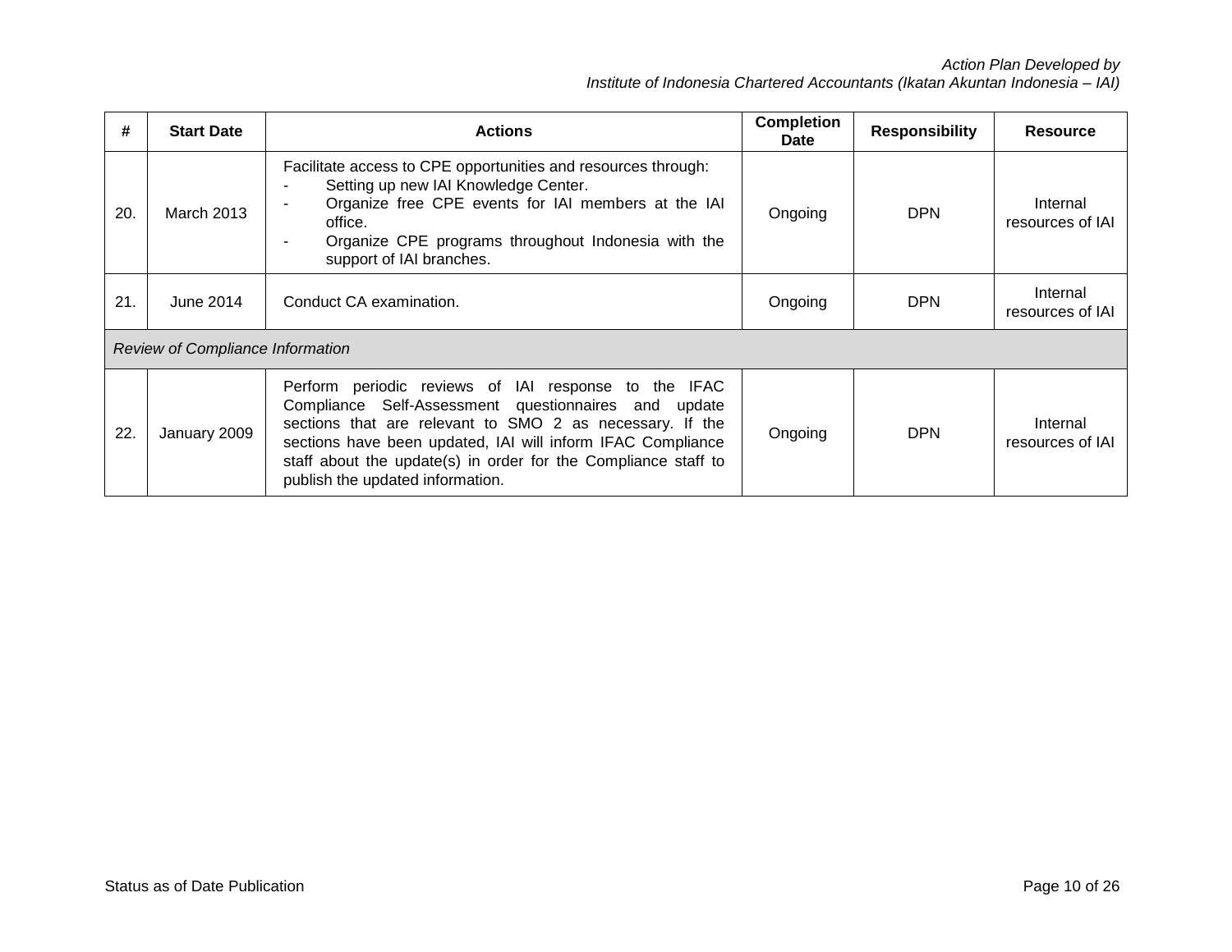| # | Start Date | Actions | Completion Date | Responsibility | Resource |
|---|---|---|---|---|---|
| 20. | March 2013 | Facilitate access to CPE opportunities and resources through:<br>- Setting up new IAI Knowledge Center.<br>- Organize free CPE events for IAI members at the IAI office.<br>- Organize CPE programs throughout Indonesia with the support of IAI branches. | Ongoing | DPN | Internal resources of IAI |
| 21. | June 2014 | Conduct CA examination. | Ongoing | DPN | Internal resources of IAI |
| *Review of Compliance Information* | | | | | |
| 22. | January 2009 | Perform periodic reviews of IAI response to the IFAC Compliance Self-Assessment questionnaires and update sections that are relevant to SMO 2 as necessary. If the sections have been updated, IAI will inform IFAC Compliance staff about the update(s) in order for the Compliance staff to publish the updated information. | Ongoing | DPN | Internal resources of IAI |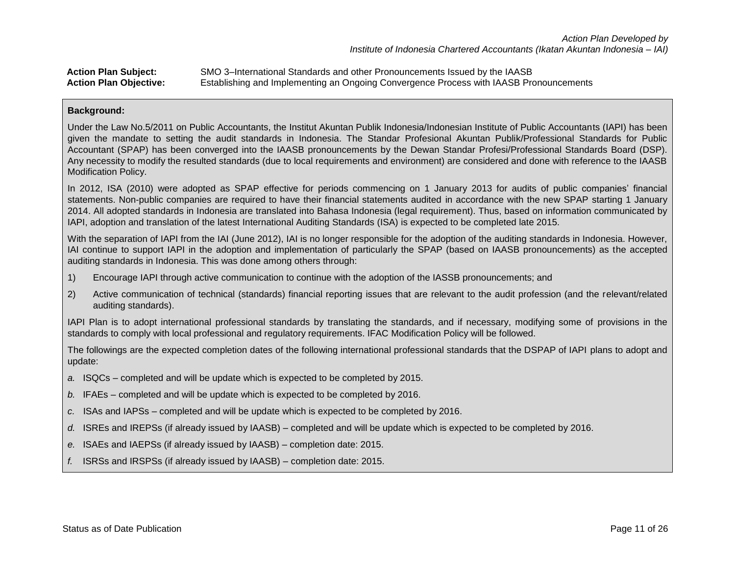**Action Plan Subject:** SMO 3–International Standards and other Pronouncements Issued by the IAASB
**Action Plan Objective:** Establishing and Implementing an Ongoing Convergence Process with IAASB Pronouncements

**Background:**

Under the Law No.5/2011 on Public Accountants, the Institut Akuntan Publik Indonesia/Indonesian Institute of Public Accountants (IAPI) has been given the mandate to setting the audit standards in Indonesia. The Standar Profesional Akuntan Publik/Professional Standards for Public Accountant (SPAP) has been converged into the IAASB pronouncements by the Dewan Standar Profesi/Professional Standards Board (DSP). Any necessity to modify the resulted standards (due to local requirements and environment) are considered and done with reference to the IAASB Modification Policy.

In 2012, ISA (2010) were adopted as SPAP effective for periods commencing on 1 January 2013 for audits of public companies' financial statements. Non-public companies are required to have their financial statements audited in accordance with the new SPAP starting 1 January 2014. All adopted standards in Indonesia are translated into Bahasa Indonesia (legal requirement). Thus, based on information communicated by IAPI, adoption and translation of the latest International Auditing Standards (ISA) is expected to be completed late 2015.

With the separation of IAPI from the IAI (June 2012), IAI is no longer responsible for the adoption of the auditing standards in Indonesia. However, IAI continue to support IAPI in the adoption and implementation of particularly the SPAP (based on IAASB pronouncements) as the accepted auditing standards in Indonesia. This was done among others through:

1) Encourage IAPI through active communication to continue with the adoption of the IASSB pronouncements; and
2) Active communication of technical (standards) financial reporting issues that are relevant to the audit profession (and the relevant/related auditing standards).

IAPI Plan is to adopt international professional standards by translating the standards, and if necessary, modifying some of provisions in the standards to comply with local professional and regulatory requirements. IFAC Modification Policy will be followed.

The followings are the expected completion dates of the following international professional standards that the DSPAP of IAPI plans to adopt and update:

*a.* ISQCs – completed and will be update which is expected to be completed by 2015.

*b.* IFAEs – completed and will be update which is expected to be completed by 2016.

*c.* ISAs and IAPSs – completed and will be update which is expected to be completed by 2016.

*d.* ISREs and IREPSs (if already issued by IAASB) – completed and will be update which is expected to be completed by 2016.

*e.* ISAEs and IAEPSs (if already issued by IAASB) – completion date: 2015.

*f.* ISRSs and IRSPSs (if already issued by IAASB) – completion date: 2015.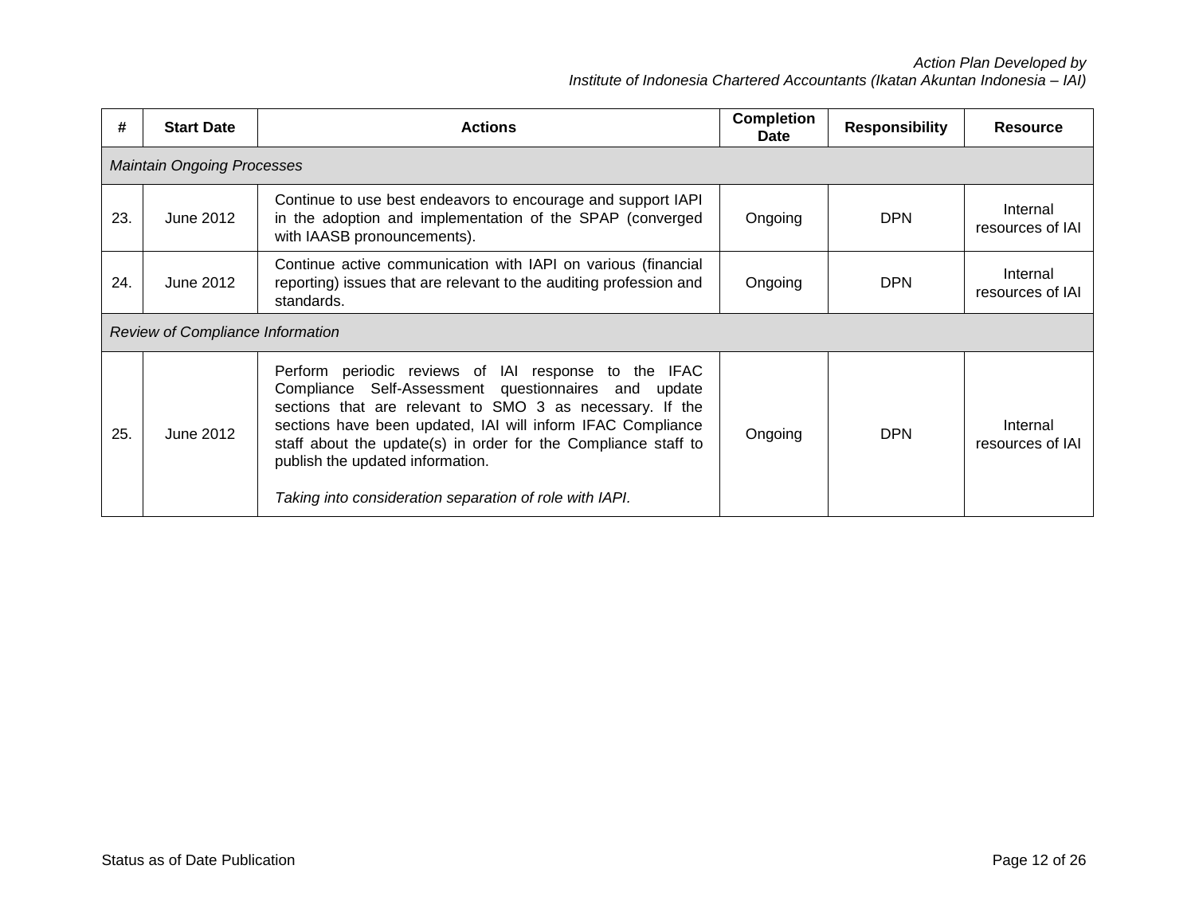| # | Start Date | Actions | Completion Date | Responsibility | Resource |
|---|---|---|---|---|---|
| *Maintain Ongoing Processes* | | | | | |
| 23. | June 2012 | Continue to use best endeavors to encourage and support IAPI in the adoption and implementation of the SPAP (converged with IAASB pronouncements). | Ongoing | DPN | Internal resources of IAI |
| 24. | June 2012 | Continue active communication with IAPI on various (financial reporting) issues that are relevant to the auditing profession and standards. | Ongoing | DPN | Internal resources of IAI |
| *Review of Compliance Information* | | | | | |
| 25. | June 2012 | Perform periodic reviews of IAI response to the IFAC Compliance Self-Assessment questionnaires and update sections that are relevant to SMO 3 as necessary. If the sections have been updated, IAI will inform IFAC Compliance staff about the update(s) in order for the Compliance staff to publish the updated information.<br><br>*Taking into consideration separation of role with IAPI.* | Ongoing | DPN | Internal resources of IAI |

Status as of Date Publication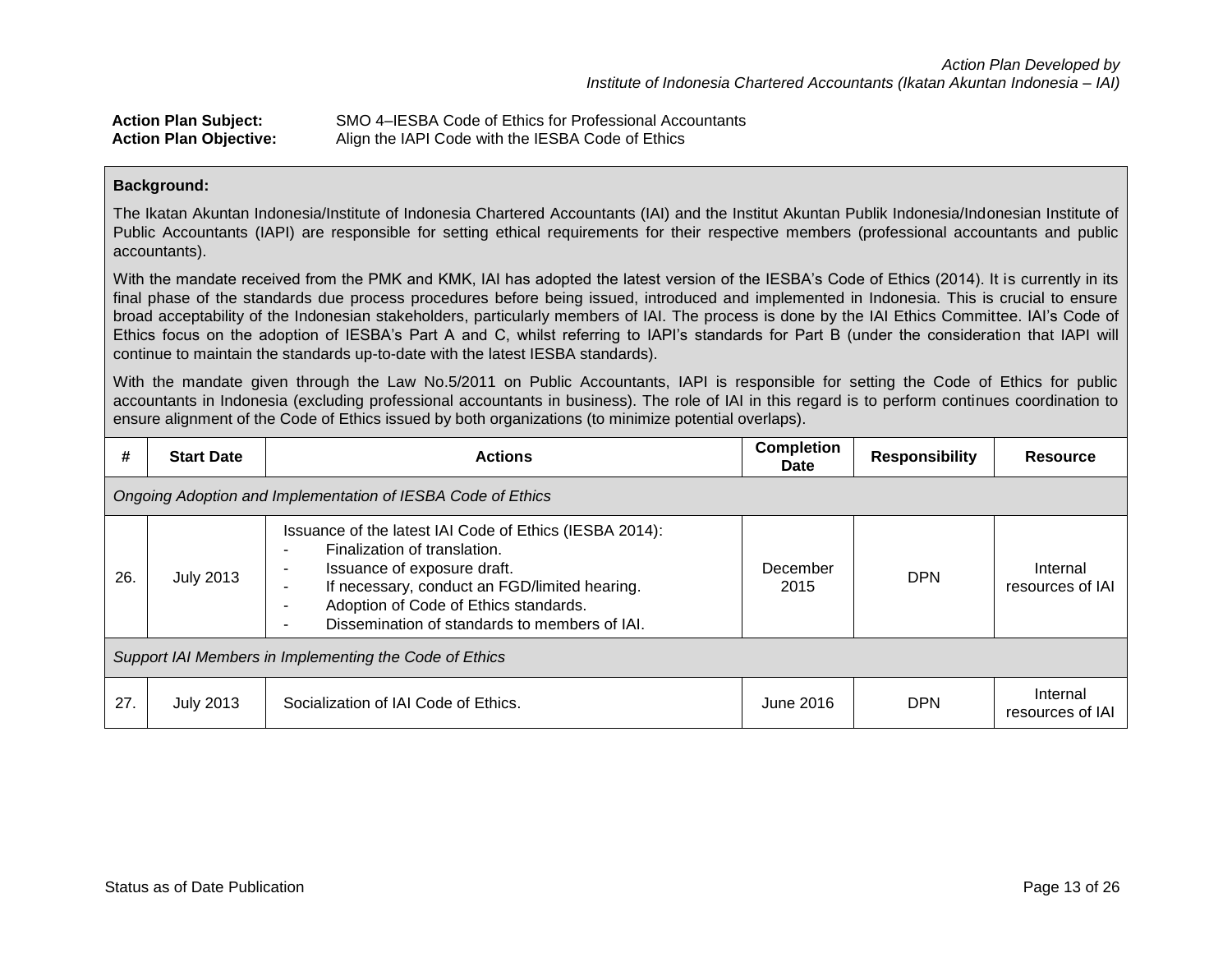*Action Plan Developed by*
*Institute of Indonesia Chartered Accountants (Ikatan Akuntan Indonesia – IAI)*

**Action Plan Subject:** SMO 4–IESBA Code of Ethics for Professional Accountants
**Action Plan Objective:** Align the IAPI Code with the IESBA Code of Ethics

**Background:**

The Ikatan Akuntan Indonesia/Institute of Indonesia Chartered Accountants (IAI) and the Institut Akuntan Publik Indonesia/Indonesian Institute of Public Accountants (IAPI) are responsible for setting ethical requirements for their respective members (professional accountants and public accountants).

With the mandate received from the PMK and KMK, IAI has adopted the latest version of the IESBA's Code of Ethics (2014). It is currently in its final phase of the standards due process procedures before being issued, introduced and implemented in Indonesia. This is crucial to ensure broad acceptability of the Indonesian stakeholders, particularly members of IAI. The process is done by the IAI Ethics Committee. IAI's Code of Ethics focus on the adoption of IESBA's Part A and C, whilst referring to IAPI's standards for Part B (under the consideration that IAPI will continue to maintain the standards up-to-date with the latest IESBA standards).

With the mandate given through the Law No.5/2011 on Public Accountants, IAPI is responsible for setting the Code of Ethics for public accountants in Indonesia (excluding professional accountants in business). The role of IAI in this regard is to perform continues coordination to ensure alignment of the Code of Ethics issued by both organizations (to minimize potential overlaps).

| # | Start Date | Actions | Completion Date | Responsibility | Resource |
|---|---|---|---|---|---|
| *Ongoing Adoption and Implementation of IESBA Code of Ethics* | | | | | |
| 26. | July 2013 | Issuance of the latest IAI Code of Ethics (IESBA 2014):<br>- Finalization of translation.<br>- Issuance of exposure draft.<br>- If necessary, conduct an FGD/limited hearing.<br>- Adoption of Code of Ethics standards.<br>- Dissemination of standards to members of IAI. | December 2015 | DPN | Internal resources of IAI |
| *Support IAI Members in Implementing the Code of Ethics* | | | | | |
| 27. | July 2013 | Socialization of IAI Code of Ethics. | June 2016 | DPN | Internal resources of IAI |

Status as of Date Publication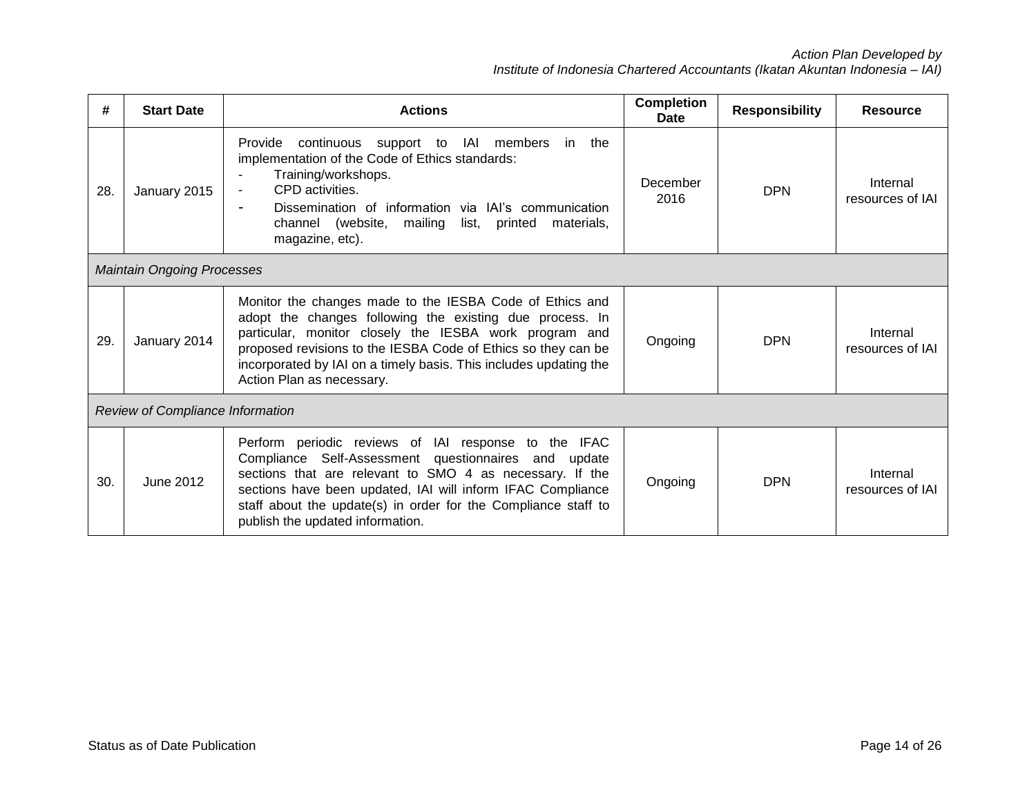| # | Start Date | Actions | Completion Date | Responsibility | Resource |
|---|---|---|---|---|---|
| 28. | January 2015 | Provide continuous support to IAI members in the implementation of the Code of Ethics standards:<br>- Training/workshops.<br>- CPD activities.<br>- Dissemination of information via IAI's communication channel (website, mailing list, printed materials, magazine, etc). | December 2016 | DPN | Internal resources of IAI |
| *Maintain Ongoing Processes* | | | | | |
| 29. | January 2014 | Monitor the changes made to the IESBA Code of Ethics and adopt the changes following the existing due process. In particular, monitor closely the IESBA work program and proposed revisions to the IESBA Code of Ethics so they can be incorporated by IAI on a timely basis. This includes updating the Action Plan as necessary. | Ongoing | DPN | Internal resources of IAI |
| *Review of Compliance Information* | | | | | |
| 30. | June 2012 | Perform periodic reviews of IAI response to the IFAC Compliance Self-Assessment questionnaires and update sections that are relevant to SMO 4 as necessary. If the sections have been updated, IAI will inform IFAC Compliance staff about the update(s) in order for the Compliance staff to publish the updated information. | Ongoing | DPN | Internal resources of IAI |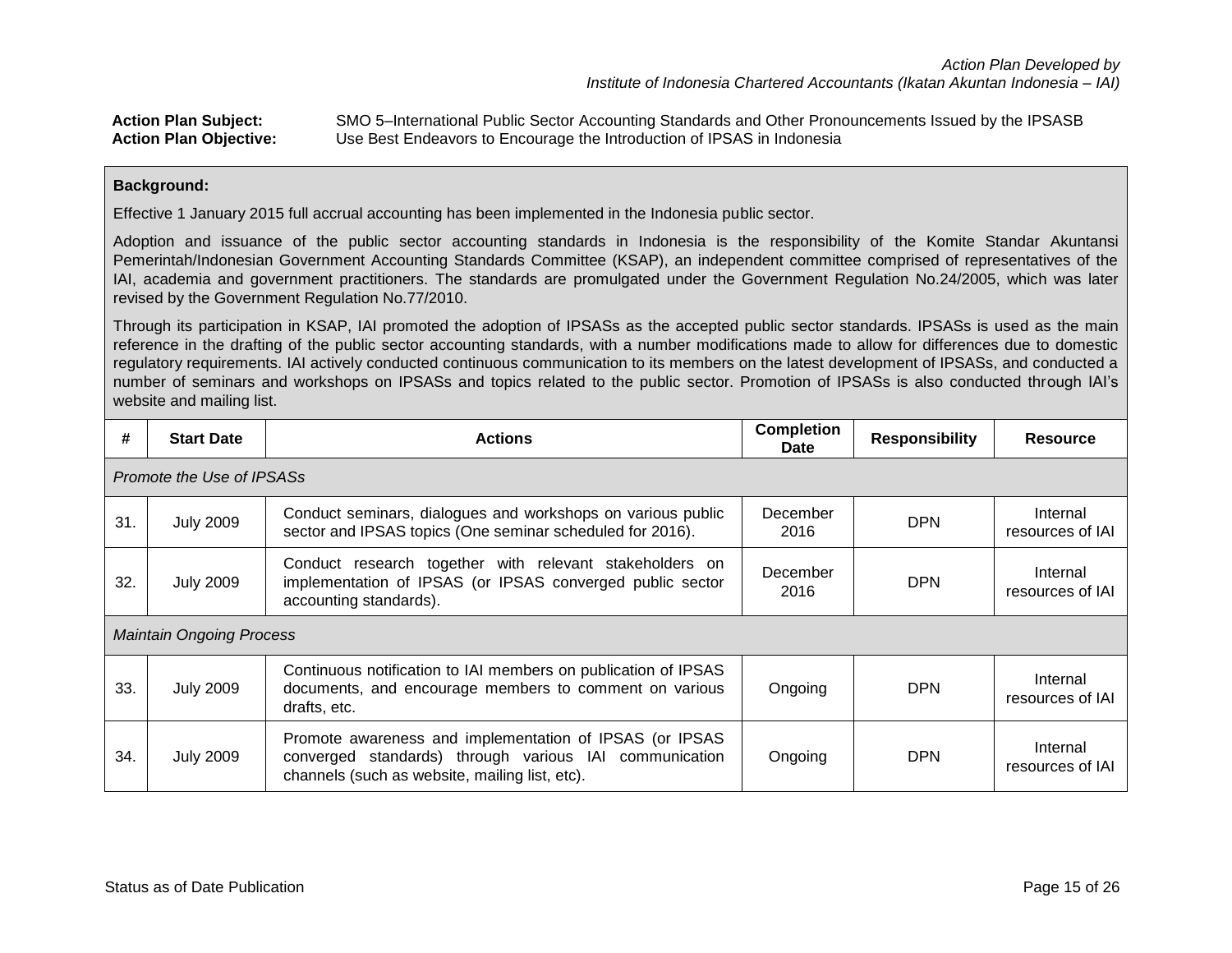*Action Plan Developed by*
*Institute of Indonesia Chartered Accountants (Ikatan Akuntan Indonesia – IAI)*

**Action Plan Subject:** SMO 5–International Public Sector Accounting Standards and Other Pronouncements Issued by the IPSASB
**Action Plan Objective:** Use Best Endeavors to Encourage the Introduction of IPSAS in Indonesia

**Background:**

Effective 1 January 2015 full accrual accounting has been implemented in the Indonesia public sector.

Adoption and issuance of the public sector accounting standards in Indonesia is the responsibility of the Komite Standar Akuntansi Pemerintah/Indonesian Government Accounting Standards Committee (KSAP), an independent committee comprised of representatives of the IAI, academia and government practitioners. The standards are promulgated under the Government Regulation No.24/2005, which was later revised by the Government Regulation No.77/2010.

Through its participation in KSAP, IAI promoted the adoption of IPSASs as the accepted public sector standards. IPSASs is used as the main reference in the drafting of the public sector accounting standards, with a number modifications made to allow for differences due to domestic regulatory requirements. IAI actively conducted continuous communication to its members on the latest development of IPSASs, and conducted a number of seminars and workshops on IPSASs and topics related to the public sector. Promotion of IPSASs is also conducted through IAI's website and mailing list.

| # | Start Date | Actions | Completion Date | Responsibility | Resource |
|---|---|---|---|---|---|
| *Promote the Use of IPSASs* | | | | | |
| 31. | July 2009 | Conduct seminars, dialogues and workshops on various public sector and IPSAS topics (One seminar scheduled for 2016). | December 2016 | DPN | Internal resources of IAI |
| 32. | July 2009 | Conduct research together with relevant stakeholders on implementation of IPSAS (or IPSAS converged public sector accounting standards). | December 2016 | DPN | Internal resources of IAI |
| *Maintain Ongoing Process* | | | | | |
| 33. | July 2009 | Continuous notification to IAI members on publication of IPSAS documents, and encourage members to comment on various drafts, etc. | Ongoing | DPN | Internal resources of IAI |
| 34. | July 2009 | Promote awareness and implementation of IPSAS (or IPSAS converged standards) through various IAI communication channels (such as website, mailing list, etc). | Ongoing | DPN | Internal resources of IAI |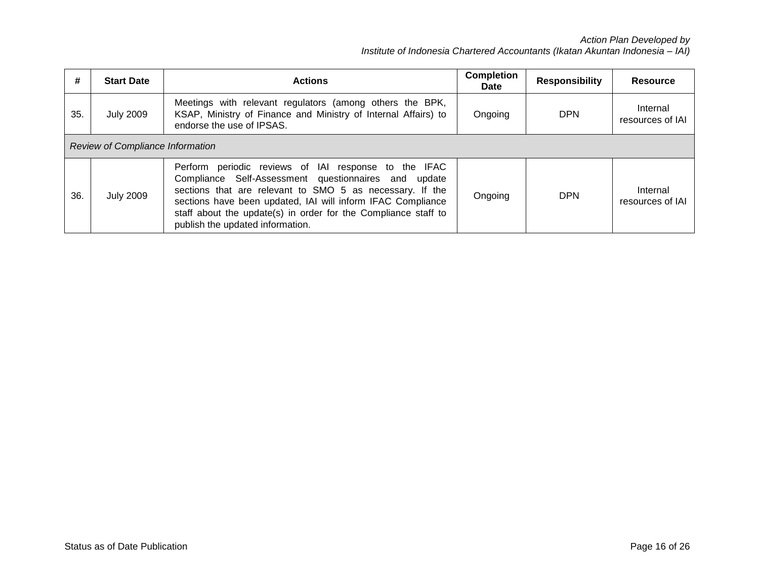| # | Start Date | Actions | Completion Date | Responsibility | Resource |
|---|---|---|---|---|---|
| 35. | July 2009 | Meetings with relevant regulators (among others the BPK, KSAP, Ministry of Finance and Ministry of Internal Affairs) to endorse the use of IPSAS. | Ongoing | DPN | Internal resources of IAI |
| *Review of Compliance Information* | | | | | |
| 36. | July 2009 | Perform periodic reviews of IAI response to the IFAC Compliance Self-Assessment questionnaires and update sections that are relevant to SMO 5 as necessary. If the sections have been updated, IAI will inform IFAC Compliance staff about the update(s) in order for the Compliance staff to publish the updated information. | Ongoing | DPN | Internal resources of IAI |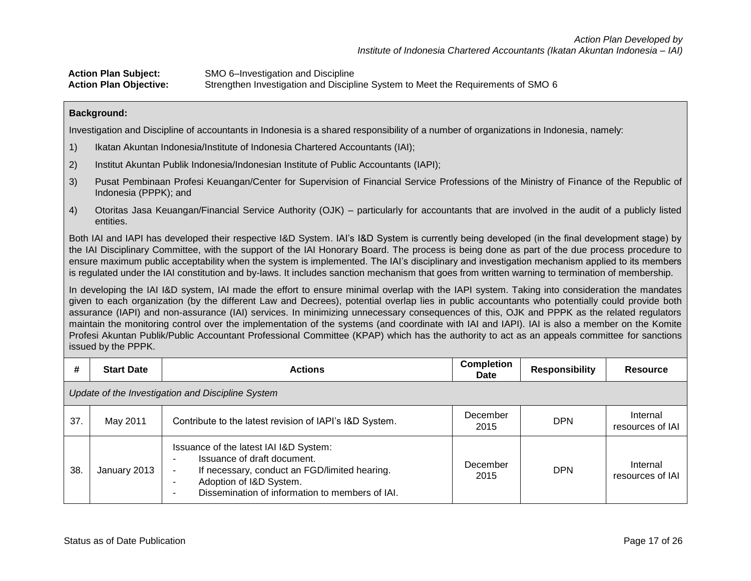*Action Plan Developed by*
*Institute of Indonesia Chartered Accountants (Ikatan Akuntan Indonesia – IAI)*

**Action Plan Subject:** SMO 6–Investigation and Discipline
**Action Plan Objective:** Strengthen Investigation and Discipline System to Meet the Requirements of SMO 6

**Background:**

Investigation and Discipline of accountants in Indonesia is a shared responsibility of a number of organizations in Indonesia, namely:

1) Ikatan Akuntan Indonesia/Institute of Indonesia Chartered Accountants (IAI);
2) Institut Akuntan Publik Indonesia/Indonesian Institute of Public Accountants (IAPI);
3) Pusat Pembinaan Profesi Keuangan/Center for Supervision of Financial Service Professions of the Ministry of Finance of the Republic of Indonesia (PPPK); and
4) Otoritas Jasa Keuangan/Financial Service Authority (OJK) – particularly for accountants that are involved in the audit of a publicly listed entities.

Both IAI and IAPI has developed their respective I&D System. IAI's I&D System is currently being developed (in the final development stage) by the IAI Disciplinary Committee, with the support of the IAI Honorary Board. The process is being done as part of the due process procedure to ensure maximum public acceptability when the system is implemented. The IAI's disciplinary and investigation mechanism applied to its members is regulated under the IAI constitution and by-laws. It includes sanction mechanism that goes from written warning to termination of membership.

In developing the IAI I&D system, IAI made the effort to ensure minimal overlap with the IAPI system. Taking into consideration the mandates given to each organization (by the different Law and Decrees), potential overlap lies in public accountants who potentially could provide both assurance (IAPI) and non-assurance (IAI) services. In minimizing unnecessary consequences of this, OJK and PPPK as the related regulators maintain the monitoring control over the implementation of the systems (and coordinate with IAI and IAPI). IAI is also a member on the Komite Profesi Akuntan Publik/Public Accountant Professional Committee (KPAP) which has the authority to act as an appeals committee for sanctions issued by the PPPK.

| # | Start Date | Actions | Completion Date | Responsibility | Resource |
|---|---|---|---|---|---|
| *Update of the Investigation and Discipline System* | | | | | |
| 37. | May 2011 | Contribute to the latest revision of IAPI's I&D System. | December 2015 | DPN | Internal resources of IAI |
| 38. | January 2013 | Issuance of the latest IAI I&D System:<br>- Issuance of draft document.<br>- If necessary, conduct an FGD/limited hearing.<br>- Adoption of I&D System.<br>- Dissemination of information to members of IAI. | December 2015 | DPN | Internal resources of IAI |

Status as of Date Publication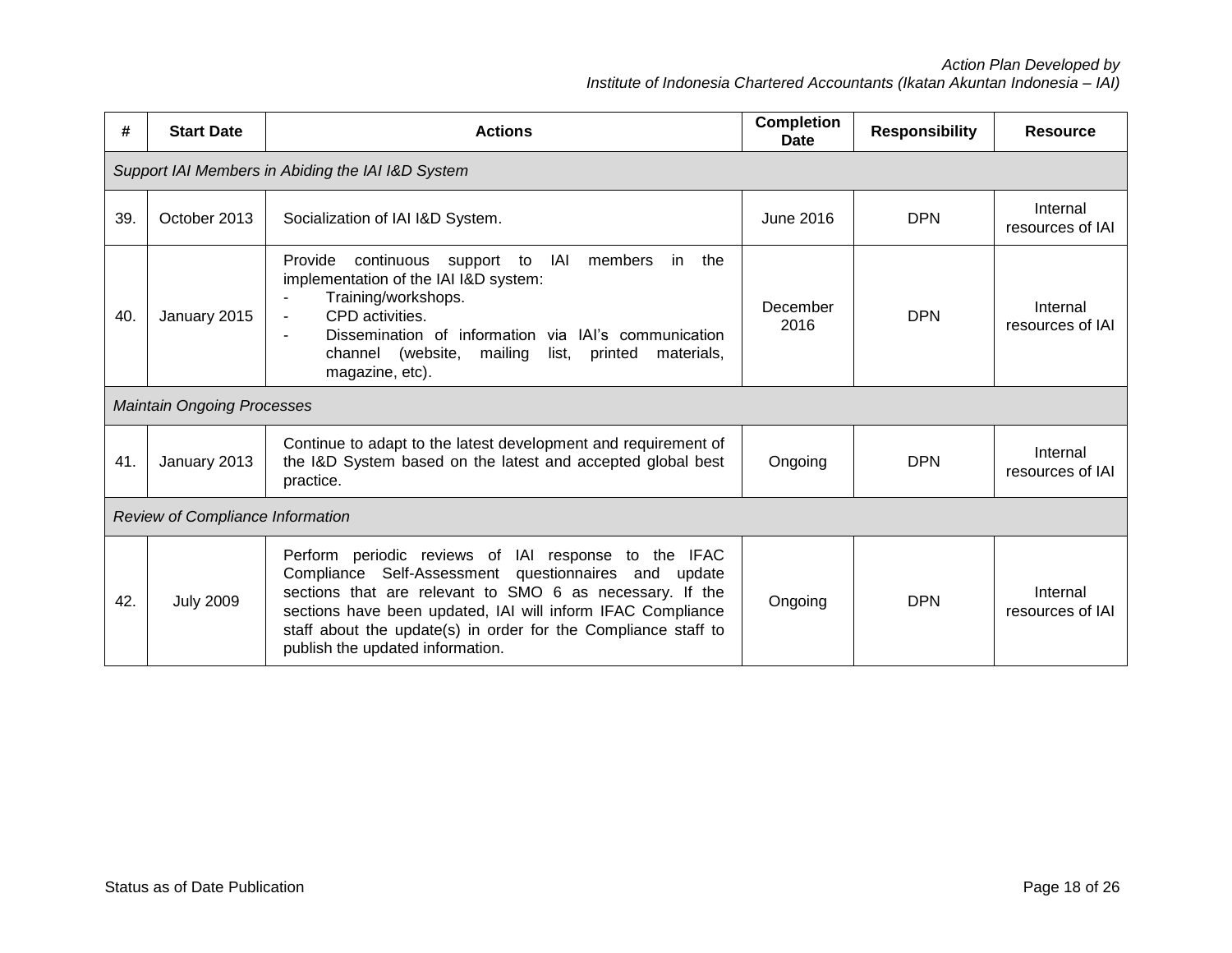| # | Start Date | Actions | Completion Date | Responsibility | Resource |
|---|---|---|---|---|---|
| *Support IAI Members in Abiding the IAI I&D System* | | | | | |
| 39. | October 2013 | Socialization of IAI I&D System. | June 2016 | DPN | Internal resources of IAI |
| 40. | January 2015 | Provide continuous support to IAI members in the implementation of the IAI I&D system:<br>- Training/workshops.<br>- CPD activities.<br>- Dissemination of information via IAI's communication channel (website, mailing list, printed materials, magazine, etc). | December 2016 | DPN | Internal resources of IAI |
| *Maintain Ongoing Processes* | | | | | |
| 41. | January 2013 | Continue to adapt to the latest development and requirement of the I&D System based on the latest and accepted global best practice. | Ongoing | DPN | Internal resources of IAI |
| *Review of Compliance Information* | | | | | |
| 42. | July 2009 | Perform periodic reviews of IAI response to the IFAC Compliance Self-Assessment questionnaires and update sections that are relevant to SMO 6 as necessary. If the sections have been updated, IAI will inform IFAC Compliance staff about the update(s) in order for the Compliance staff to publish the updated information. | Ongoing | DPN | Internal resources of IAI |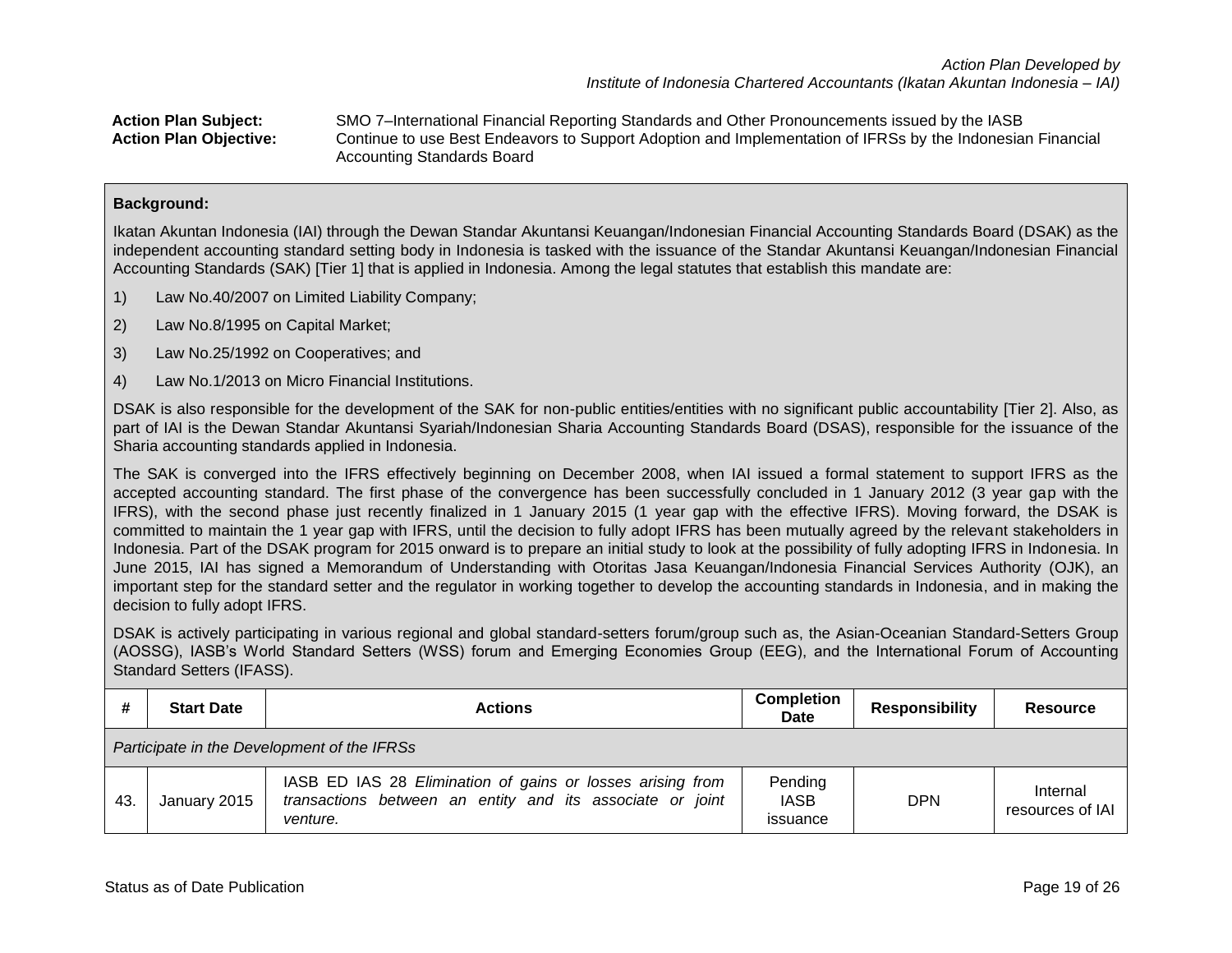**Action Plan Subject:** SMO 7–International Financial Reporting Standards and Other Pronouncements issued by the IASB

**Action Plan Objective:** Continue to use Best Endeavors to Support Adoption and Implementation of IFRSs by the Indonesian Financial Accounting Standards Board

**Background:**

Ikatan Akuntan Indonesia (IAI) through the Dewan Standar Akuntansi Keuangan/Indonesian Financial Accounting Standards Board (DSAK) as the independent accounting standard setting body in Indonesia is tasked with the issuance of the Standar Akuntansi Keuangan/Indonesian Financial Accounting Standards (SAK) [Tier 1] that is applied in Indonesia. Among the legal statutes that establish this mandate are:

1) Law No.40/2007 on Limited Liability Company;
2) Law No.8/1995 on Capital Market;
3) Law No.25/1992 on Cooperatives; and
4) Law No.1/2013 on Micro Financial Institutions.

DSAK is also responsible for the development of the SAK for non-public entities/entities with no significant public accountability [Tier 2]. Also, as part of IAI is the Dewan Standar Akuntansi Syariah/Indonesian Sharia Accounting Standards Board (DSAS), responsible for the issuance of the Sharia accounting standards applied in Indonesia.

The SAK is converged into the IFRS effectively beginning on December 2008, when IAI issued a formal statement to support IFRS as the accepted accounting standard. The first phase of the convergence has been successfully concluded in 1 January 2012 (3 year gap with the IFRS), with the second phase just recently finalized in 1 January 2015 (1 year gap with the effective IFRS). Moving forward, the DSAK is committed to maintain the 1 year gap with IFRS, until the decision to fully adopt IFRS has been mutually agreed by the relevant stakeholders in Indonesia. Part of the DSAK program for 2015 onward is to prepare an initial study to look at the possibility of fully adopting IFRS in Indonesia. In June 2015, IAI has signed a Memorandum of Understanding with Otoritas Jasa Keuangan/Indonesia Financial Services Authority (OJK), an important step for the standard setter and the regulator in working together to develop the accounting standards in Indonesia, and in making the decision to fully adopt IFRS.

DSAK is actively participating in various regional and global standard-setters forum/group such as, the Asian-Oceanian Standard-Setters Group (AOSSG), IASB's World Standard Setters (WSS) forum and Emerging Economies Group (EEG), and the International Forum of Accounting Standard Setters (IFASS).

| # | Start Date | Actions | Completion Date | Responsibility | Resource |
|---|---|---|---|---|---|
| *Participate in the Development of the IFRSs* | | | | | |
| 43. | January 2015 | IASB ED IAS 28 *Elimination of gains or losses arising from transactions between an entity and its associate or joint venture.* | Pending IASB issuance | DPN | Internal resources of IAI |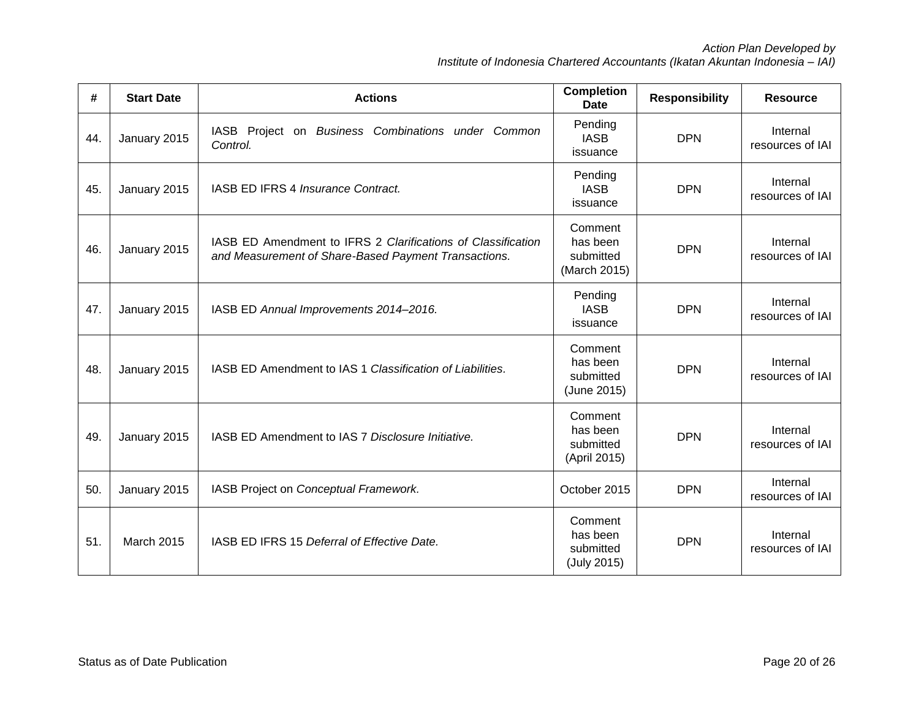| # | Start Date | Actions | Completion Date | Responsibility | Resource |
|---|---|---|---|---|---|
| 44. | January 2015 | IASB Project on *Business Combinations under Common Control.* | Pending IASB issuance | DPN | Internal resources of IAI |
| 45. | January 2015 | IASB ED IFRS 4 *Insurance Contract.* | Pending IASB issuance | DPN | Internal resources of IAI |
| 46. | January 2015 | IASB ED Amendment to IFRS 2 *Clarifications of Classification and Measurement of Share-Based Payment Transactions.* | Comment has been submitted (March 2015) | DPN | Internal resources of IAI |
| 47. | January 2015 | IASB ED *Annual Improvements 2014–2016.* | Pending IASB issuance | DPN | Internal resources of IAI |
| 48. | January 2015 | IASB ED Amendment to IAS 1 *Classification of Liabilities*. | Comment has been submitted (June 2015) | DPN | Internal resources of IAI |
| 49. | January 2015 | IASB ED Amendment to IAS 7 *Disclosure Initiative.* | Comment has been submitted (April 2015) | DPN | Internal resources of IAI |
| 50. | January 2015 | IASB Project on *Conceptual Framework.* | October 2015 | DPN | Internal resources of IAI |
| 51. | March 2015 | IASB ED IFRS 15 *Deferral of Effective Date.* | Comment has been submitted (July 2015) | DPN | Internal resources of IAI |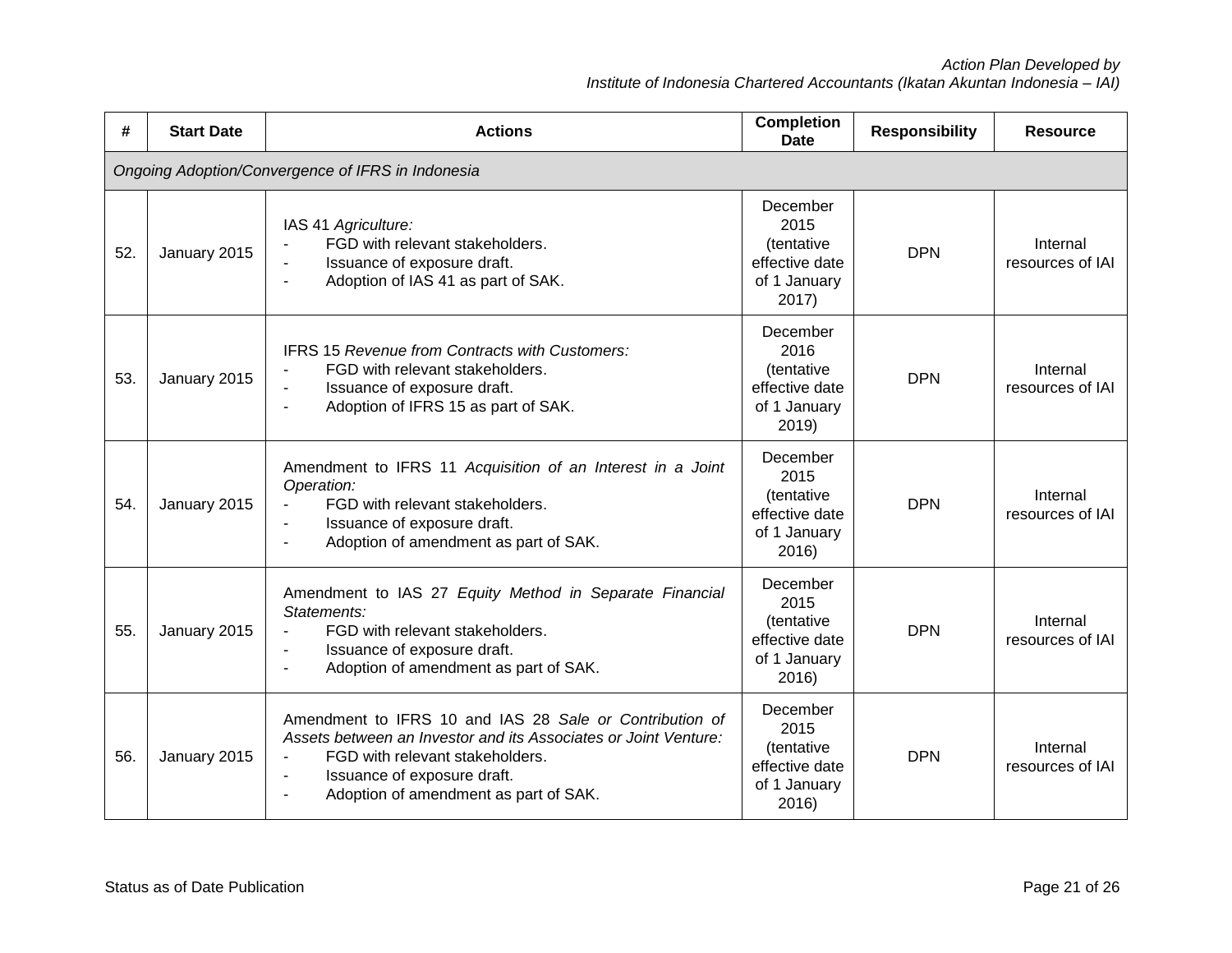| # | Start Date | Actions | Completion Date | Responsibility | Resource |
|---|---|---|---|---|---|
| *Ongoing Adoption/Convergence of IFRS in Indonesia* | | | | | |
| 52. | January 2015 | IAS 41 *Agriculture:*<br>- FGD with relevant stakeholders.<br>- Issuance of exposure draft.<br>- Adoption of IAS 41 as part of SAK. | December 2015 (tentative effective date of 1 January 2017) | DPN | Internal resources of IAI |
| 53. | January 2015 | IFRS 15 *Revenue from Contracts with Customers:*<br>- FGD with relevant stakeholders.<br>- Issuance of exposure draft.<br>- Adoption of IFRS 15 as part of SAK. | December 2016 (tentative effective date of 1 January 2019) | DPN | Internal resources of IAI |
| 54. | January 2015 | Amendment to IFRS 11 *Acquisition of an Interest in a Joint Operation:*<br>- FGD with relevant stakeholders.<br>- Issuance of exposure draft.<br>- Adoption of amendment as part of SAK. | December 2015 (tentative effective date of 1 January 2016) | DPN | Internal resources of IAI |
| 55. | January 2015 | Amendment to IAS 27 *Equity Method in Separate Financial Statements:*<br>- FGD with relevant stakeholders.<br>- Issuance of exposure draft.<br>- Adoption of amendment as part of SAK. | December 2015 (tentative effective date of 1 January 2016) | DPN | Internal resources of IAI |
| 56. | January 2015 | Amendment to IFRS 10 and IAS 28 *Sale or Contribution of Assets between an Investor and its Associates or Joint Venture:*<br>- FGD with relevant stakeholders.<br>- Issuance of exposure draft.<br>- Adoption of amendment as part of SAK. | December 2015 (tentative effective date of 1 January 2016) | DPN | Internal resources of IAI |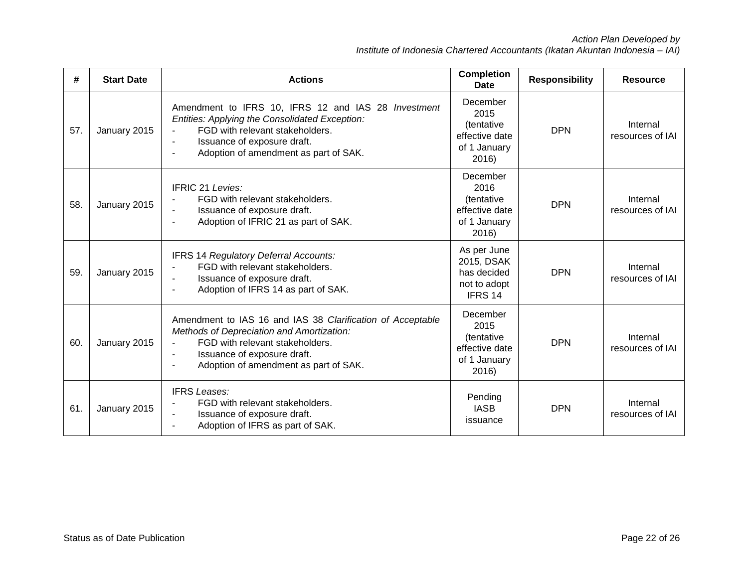| # | Start Date | Actions | Completion Date | Responsibility | Resource |
|---|---|---|---|---|---|
| 57. | January 2015 | Amendment to IFRS 10, IFRS 12 and IAS 28 *Investment Entities: Applying the Consolidated Exception:*<br>- FGD with relevant stakeholders.<br>- Issuance of exposure draft.<br>- Adoption of amendment as part of SAK. | December 2015 (tentative effective date of 1 January 2016) | DPN | Internal resources of IAI |
| 58. | January 2015 | IFRIC 21 *Levies:*<br>- FGD with relevant stakeholders.<br>- Issuance of exposure draft.<br>- Adoption of IFRIC 21 as part of SAK. | December 2016 (tentative effective date of 1 January 2016) | DPN | Internal resources of IAI |
| 59. | January 2015 | IFRS 14 *Regulatory Deferral Accounts:*<br>- FGD with relevant stakeholders.<br>- Issuance of exposure draft.<br>- Adoption of IFRS 14 as part of SAK. | As per June 2015, DSAK has decided not to adopt IFRS 14 | DPN | Internal resources of IAI |
| 60. | January 2015 | Amendment to IAS 16 and IAS 38 *Clarification of Acceptable Methods of Depreciation and Amortization:*<br>- FGD with relevant stakeholders.<br>- Issuance of exposure draft.<br>- Adoption of amendment as part of SAK. | December 2015 (tentative effective date of 1 January 2016) | DPN | Internal resources of IAI |
| 61. | January 2015 | IFRS *Leases:*<br>- FGD with relevant stakeholders.<br>- Issuance of exposure draft.<br>- Adoption of IFRS as part of SAK. | Pending IASB issuance | DPN | Internal resources of IAI |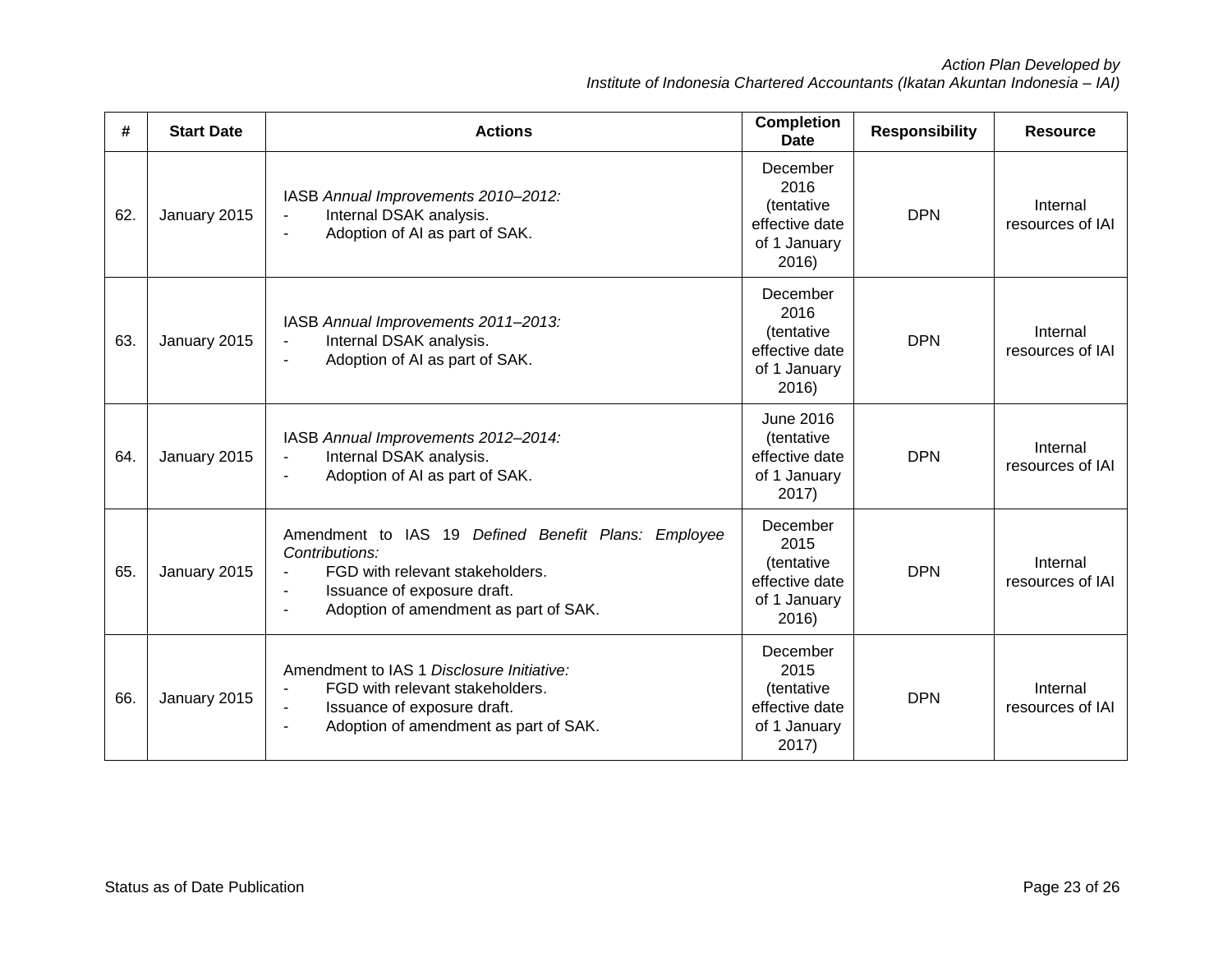| # | Start Date | Actions | Completion Date | Responsibility | Resource |
|---|---|---|---|---|---|
| 62. | January 2015 | IASB *Annual Improvements 2010–2012:*<br>- Internal DSAK analysis.<br>- Adoption of AI as part of SAK. | December 2016 (tentative effective date of 1 January 2016) | DPN | Internal resources of IAI |
| 63. | January 2015 | IASB *Annual Improvements 2011–2013:*<br>- Internal DSAK analysis.<br>- Adoption of AI as part of SAK. | December 2016 (tentative effective date of 1 January 2016) | DPN | Internal resources of IAI |
| 64. | January 2015 | IASB *Annual Improvements 2012–2014:*<br>- Internal DSAK analysis.<br>- Adoption of AI as part of SAK. | June 2016 (tentative effective date of 1 January 2017) | DPN | Internal resources of IAI |
| 65. | January 2015 | Amendment to IAS 19 *Defined Benefit Plans: Employee Contributions:*<br>- FGD with relevant stakeholders.<br>- Issuance of exposure draft.<br>- Adoption of amendment as part of SAK. | December 2015 (tentative effective date of 1 January 2016) | DPN | Internal resources of IAI |
| 66. | January 2015 | Amendment to IAS 1 *Disclosure Initiative:*<br>- FGD with relevant stakeholders.<br>- Issuance of exposure draft.<br>- Adoption of amendment as part of SAK. | December 2015 (tentative effective date of 1 January 2017) | DPN | Internal resources of IAI |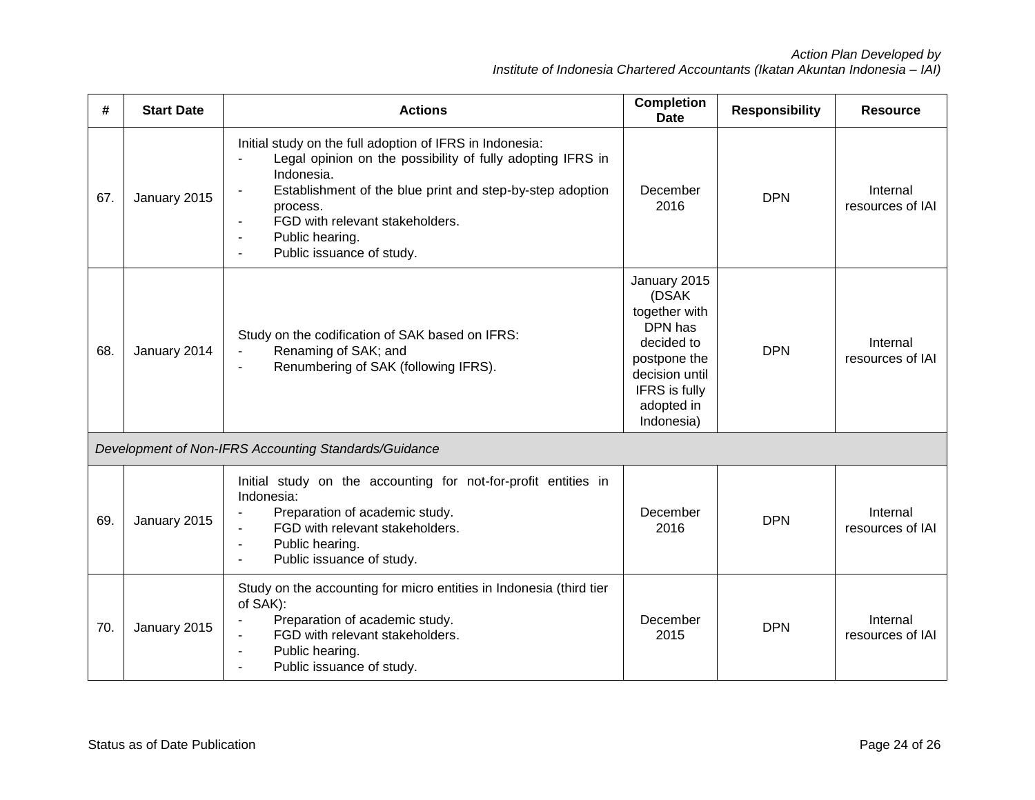| # | Start Date | Actions | Completion Date | Responsibility | Resource |
|---|---|---|---|---|---|
| 67. | January 2015 | Initial study on the full adoption of IFRS in Indonesia:<br>- Legal opinion on the possibility of fully adopting IFRS in Indonesia.<br>- Establishment of the blue print and step-by-step adoption process.<br>- FGD with relevant stakeholders.<br>- Public hearing.<br>- Public issuance of study. | December 2016 | DPN | Internal resources of IAI |
| 68. | January 2014 | Study on the codification of SAK based on IFRS:<br>- Renaming of SAK; and<br>- Renumbering of SAK (following IFRS). | January 2015 (DSAK together with DPN has decided to postpone the decision until IFRS is fully adopted in Indonesia) | DPN | Internal resources of IAI |
| *Development of Non-IFRS Accounting Standards/Guidance* | | | | | |
| 69. | January 2015 | Initial study on the accounting for not-for-profit entities in Indonesia:<br>- Preparation of academic study.<br>- FGD with relevant stakeholders.<br>- Public hearing.<br>- Public issuance of study. | December 2016 | DPN | Internal resources of IAI |
| 70. | January 2015 | Study on the accounting for micro entities in Indonesia (third tier of SAK):<br>- Preparation of academic study.<br>- FGD with relevant stakeholders.<br>- Public hearing.<br>- Public issuance of study. | December 2015 | DPN | Internal resources of IAI |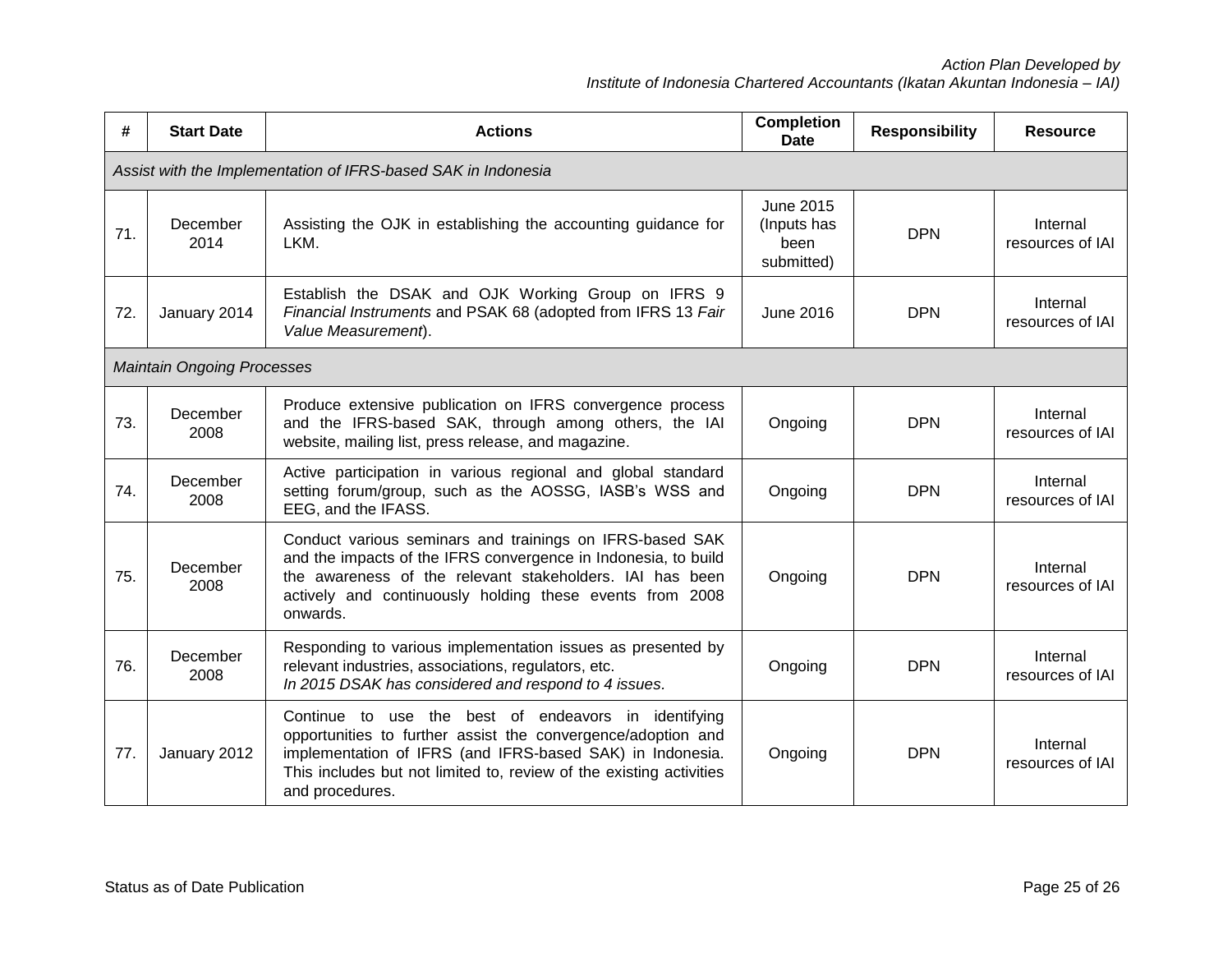| # | Start Date | Actions | Completion Date | Responsibility | Resource |
|---|---|---|---|---|---|
| *Assist with the Implementation of IFRS-based SAK in Indonesia* | | | | | |
| 71. | December 2014 | Assisting the OJK in establishing the accounting guidance for LKM. | June 2015 (Inputs has been submitted) | DPN | Internal resources of IAI |
| 72. | January 2014 | Establish the DSAK and OJK Working Group on IFRS 9 *Financial Instruments* and PSAK 68 (adopted from IFRS 13 *Fair Value Measurement*). | June 2016 | DPN | Internal resources of IAI |
| *Maintain Ongoing Processes* | | | | | |
| 73. | December 2008 | Produce extensive publication on IFRS convergence process and the IFRS-based SAK, through among others, the IAI website, mailing list, press release, and magazine. | Ongoing | DPN | Internal resources of IAI |
| 74. | December 2008 | Active participation in various regional and global standard setting forum/group, such as the AOSSG, IASB's WSS and EEG, and the IFASS. | Ongoing | DPN | Internal resources of IAI |
| 75. | December 2008 | Conduct various seminars and trainings on IFRS-based SAK and the impacts of the IFRS convergence in Indonesia, to build the awareness of the relevant stakeholders. IAI has been actively and continuously holding these events from 2008 onwards. | Ongoing | DPN | Internal resources of IAI |
| 76. | December 2008 | Responding to various implementation issues as presented by relevant industries, associations, regulators, etc. *In 2015 DSAK has considered and respond to 4 issues.* | Ongoing | DPN | Internal resources of IAI |
| 77. | January 2012 | Continue to use the best of endeavors in identifying opportunities to further assist the convergence/adoption and implementation of IFRS (and IFRS-based SAK) in Indonesia. This includes but not limited to, review of the existing activities and procedures. | Ongoing | DPN | Internal resources of IAI |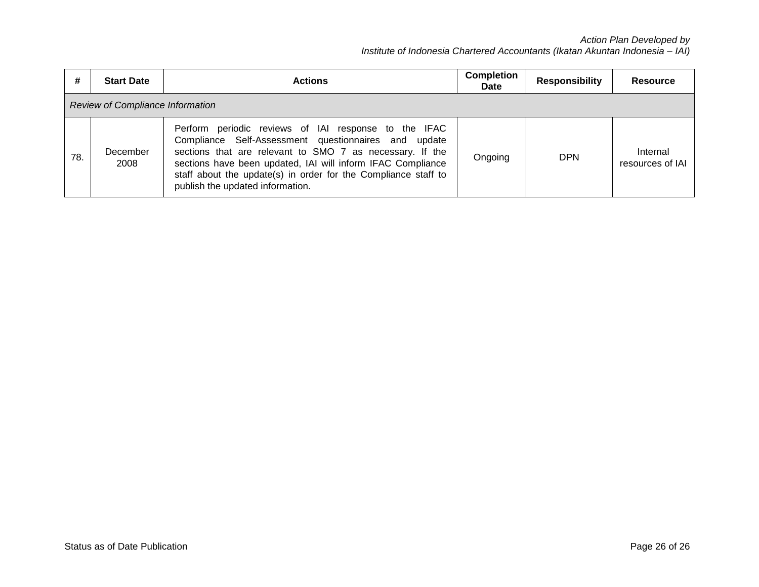| # | Start Date | Actions | Completion Date | Responsibility | Resource |
|---|---|---|---|---|---|
| *Review of Compliance Information* | | | | | |
| 78. | December 2008 | Perform periodic reviews of IAI response to the IFAC Compliance Self-Assessment questionnaires and update sections that are relevant to SMO 7 as necessary. If the sections have been updated, IAI will inform IFAC Compliance staff about the update(s) in order for the Compliance staff to publish the updated information. | Ongoing | DPN | Internal resources of IAI |